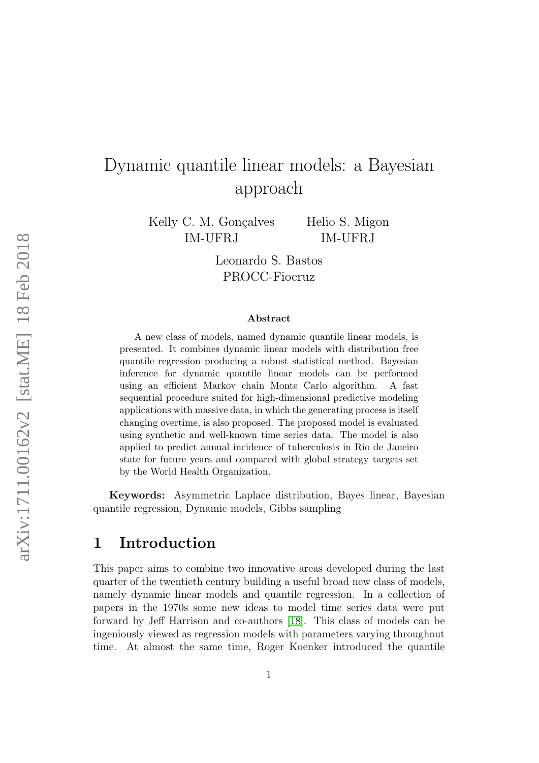# Dynamic quantile linear models: a Bayesian approach

Kelly C. M. Gonçalves
IM-UFRJ

Helio S. Migon
IM-UFRJ

Leonardo S. Bastos
PROCC-Fiocruz

### Abstract

A new class of models, named dynamic quantile linear models, is presented. It combines dynamic linear models with distribution free quantile regression producing a robust statistical method. Bayesian inference for dynamic quantile linear models can be performed using an efficient Markov chain Monte Carlo algorithm. A fast sequential procedure suited for high-dimensional predictive modeling applications with massive data, in which the generating process is itself changing overtime, is also proposed. The proposed model is evaluated using synthetic and well-known time series data. The model is also applied to predict annual incidence of tuberculosis in Rio de Janeiro state for future years and compared with global strategy targets set by the World Health Organization.

**Keywords:** Asymmetric Laplace distribution, Bayes linear, Bayesian quantile regression, Dynamic models, Gibbs sampling

## 1 Introduction

This paper aims to combine two innovative areas developed during the last quarter of the twentieth century building a useful broad new class of models, namely dynamic linear models and quantile regression. In a collection of papers in the 1970s some new ideas to model time series data were put forward by Jeff Harrison and co-authors [18]. This class of models can be ingeniously viewed as regression models with parameters varying throughout time. At almost the same time, Roger Koenker introduced the quantile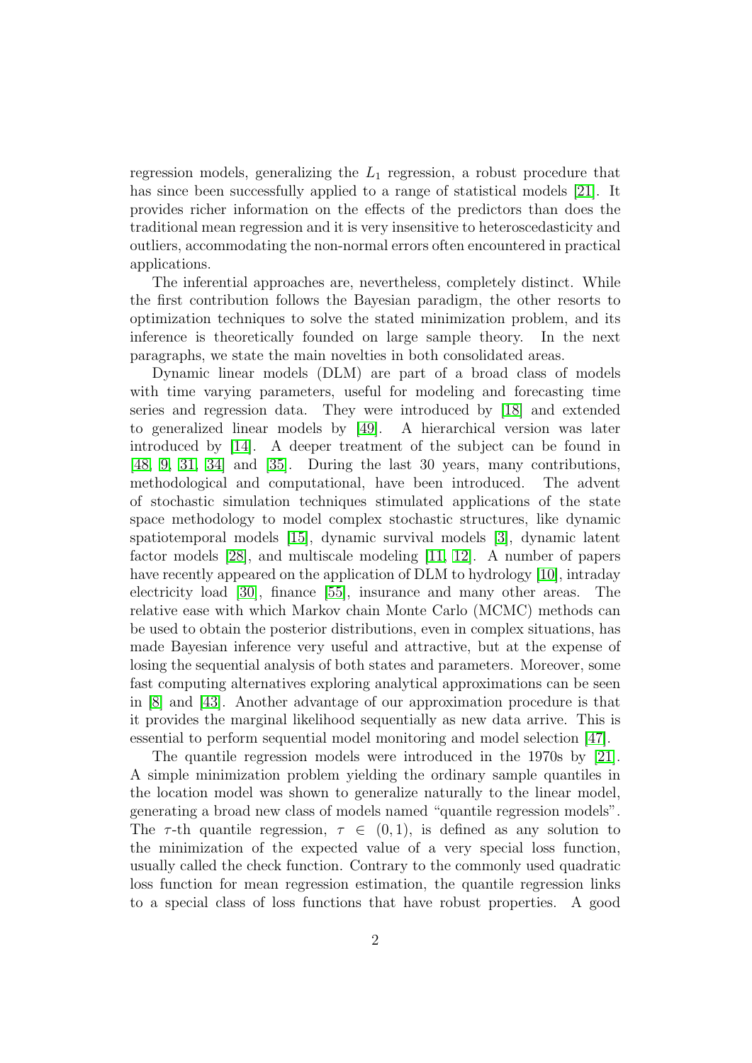regression models, generalizing the $L_1$ regression, a robust procedure that has since been successfully applied to a range of statistical models [21]. It provides richer information on the effects of the predictors than does the traditional mean regression and it is very insensitive to heteroscedasticity and outliers, accommodating the non-normal errors often encountered in practical applications.

The inferential approaches are, nevertheless, completely distinct. While the first contribution follows the Bayesian paradigm, the other resorts to optimization techniques to solve the stated minimization problem, and its inference is theoretically founded on large sample theory. In the next paragraphs, we state the main novelties in both consolidated areas.

Dynamic linear models (DLM) are part of a broad class of models with time varying parameters, useful for modeling and forecasting time series and regression data. They were introduced by [18] and extended to generalized linear models by [49]. A hierarchical version was later introduced by [14]. A deeper treatment of the subject can be found in [48, 9, 31, 34] and [35]. During the last 30 years, many contributions, methodological and computational, have been introduced. The advent of stochastic simulation techniques stimulated applications of the state space methodology to model complex stochastic structures, like dynamic spatiotemporal models [15], dynamic survival models [3], dynamic latent factor models [28], and multiscale modeling [11, 12]. A number of papers have recently appeared on the application of DLM to hydrology [10], intraday electricity load [30], finance [55], insurance and many other areas. The relative ease with which Markov chain Monte Carlo (MCMC) methods can be used to obtain the posterior distributions, even in complex situations, has made Bayesian inference very useful and attractive, but at the expense of losing the sequential analysis of both states and parameters. Moreover, some fast computing alternatives exploring analytical approximations can be seen in [8] and [43]. Another advantage of our approximation procedure is that it provides the marginal likelihood sequentially as new data arrive. This is essential to perform sequential model monitoring and model selection [47].

The quantile regression models were introduced in the 1970s by [21]. A simple minimization problem yielding the ordinary sample quantiles in the location model was shown to generalize naturally to the linear model, generating a broad new class of models named "quantile regression models". The $\tau$-th quantile regression, $\tau \in (0,1)$, is defined as any solution to the minimization of the expected value of a very special loss function, usually called the check function. Contrary to the commonly used quadratic loss function for mean regression estimation, the quantile regression links to a special class of loss functions that have robust properties. A good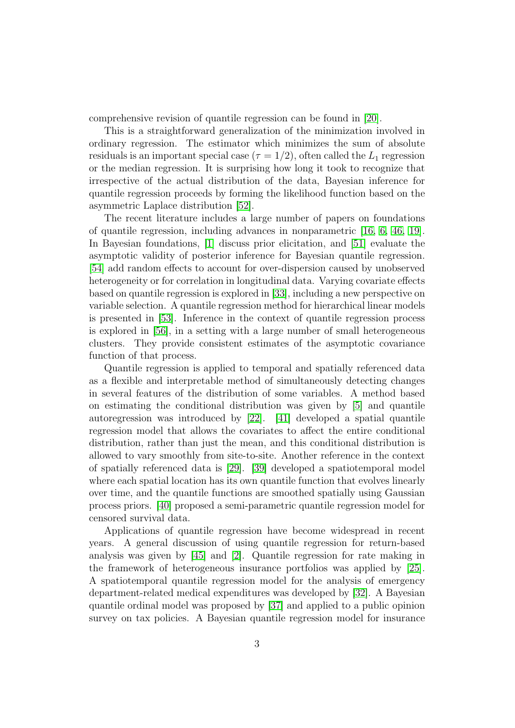comprehensive revision of quantile regression can be found in [20].

This is a straightforward generalization of the minimization involved in ordinary regression. The estimator which minimizes the sum of absolute residuals is an important special case ($\tau = 1/2$), often called the $L_1$ regression or the median regression. It is surprising how long it took to recognize that irrespective of the actual distribution of the data, Bayesian inference for quantile regression proceeds by forming the likelihood function based on the asymmetric Laplace distribution [52].

The recent literature includes a large number of papers on foundations of quantile regression, including advances in nonparametric [16, 6, 46, 19]. In Bayesian foundations, [1] discuss prior elicitation, and [51] evaluate the asymptotic validity of posterior inference for Bayesian quantile regression. [54] add random effects to account for over-dispersion caused by unobserved heterogeneity or for correlation in longitudinal data. Varying covariate effects based on quantile regression is explored in [33], including a new perspective on variable selection. A quantile regression method for hierarchical linear models is presented in [53]. Inference in the context of quantile regression process is explored in [56], in a setting with a large number of small heterogeneous clusters. They provide consistent estimates of the asymptotic covariance function of that process.

Quantile regression is applied to temporal and spatially referenced data as a flexible and interpretable method of simultaneously detecting changes in several features of the distribution of some variables. A method based on estimating the conditional distribution was given by [5] and quantile autoregression was introduced by [22]. [41] developed a spatial quantile regression model that allows the covariates to affect the entire conditional distribution, rather than just the mean, and this conditional distribution is allowed to vary smoothly from site-to-site. Another reference in the context of spatially referenced data is [29]. [39] developed a spatiotemporal model where each spatial location has its own quantile function that evolves linearly over time, and the quantile functions are smoothed spatially using Gaussian process priors. [40] proposed a semi-parametric quantile regression model for censored survival data.

Applications of quantile regression have become widespread in recent years. A general discussion of using quantile regression for return-based analysis was given by [45] and [2]. Quantile regression for rate making in the framework of heterogeneous insurance portfolios was applied by [25]. A spatiotemporal quantile regression model for the analysis of emergency department-related medical expenditures was developed by [32]. A Bayesian quantile ordinal model was proposed by [37] and applied to a public opinion survey on tax policies. A Bayesian quantile regression model for insurance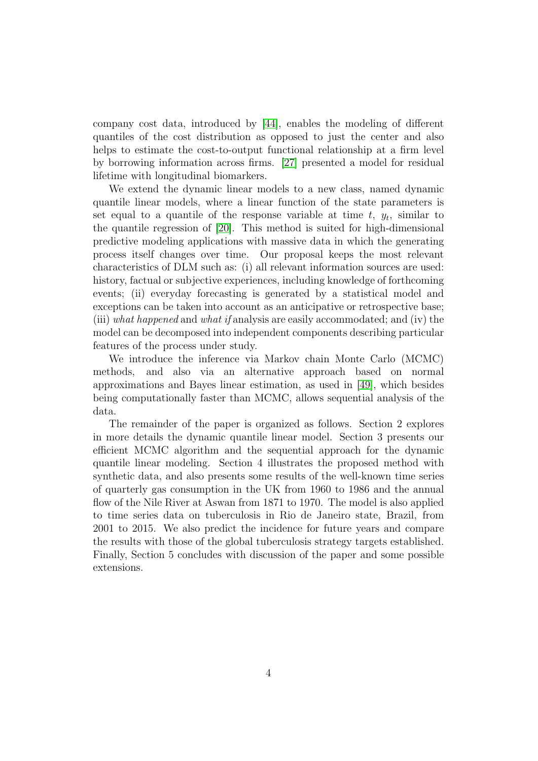company cost data, introduced by [44], enables the modeling of different quantiles of the cost distribution as opposed to just the center and also helps to estimate the cost-to-output functional relationship at a firm level by borrowing information across firms. [27] presented a model for residual lifetime with longitudinal biomarkers.

We extend the dynamic linear models to a new class, named dynamic quantile linear models, where a linear function of the state parameters is set equal to a quantile of the response variable at time $t$, $y_t$, similar to the quantile regression of [20]. This method is suited for high-dimensional predictive modeling applications with massive data in which the generating process itself changes over time. Our proposal keeps the most relevant characteristics of DLM such as: (i) all relevant information sources are used: history, factual or subjective experiences, including knowledge of forthcoming events; (ii) everyday forecasting is generated by a statistical model and exceptions can be taken into account as an anticipative or retrospective base; (iii) *what happened* and *what if* analysis are easily accommodated; and (iv) the model can be decomposed into independent components describing particular features of the process under study.

We introduce the inference via Markov chain Monte Carlo (MCMC) methods, and also via an alternative approach based on normal approximations and Bayes linear estimation, as used in [49], which besides being computationally faster than MCMC, allows sequential analysis of the data.

The remainder of the paper is organized as follows. Section 2 explores in more details the dynamic quantile linear model. Section 3 presents our efficient MCMC algorithm and the sequential approach for the dynamic quantile linear modeling. Section 4 illustrates the proposed method with synthetic data, and also presents some results of the well-known time series of quarterly gas consumption in the UK from 1960 to 1986 and the annual flow of the Nile River at Aswan from 1871 to 1970. The model is also applied to time series data on tuberculosis in Rio de Janeiro state, Brazil, from 2001 to 2015. We also predict the incidence for future years and compare the results with those of the global tuberculosis strategy targets established. Finally, Section 5 concludes with discussion of the paper and some possible extensions.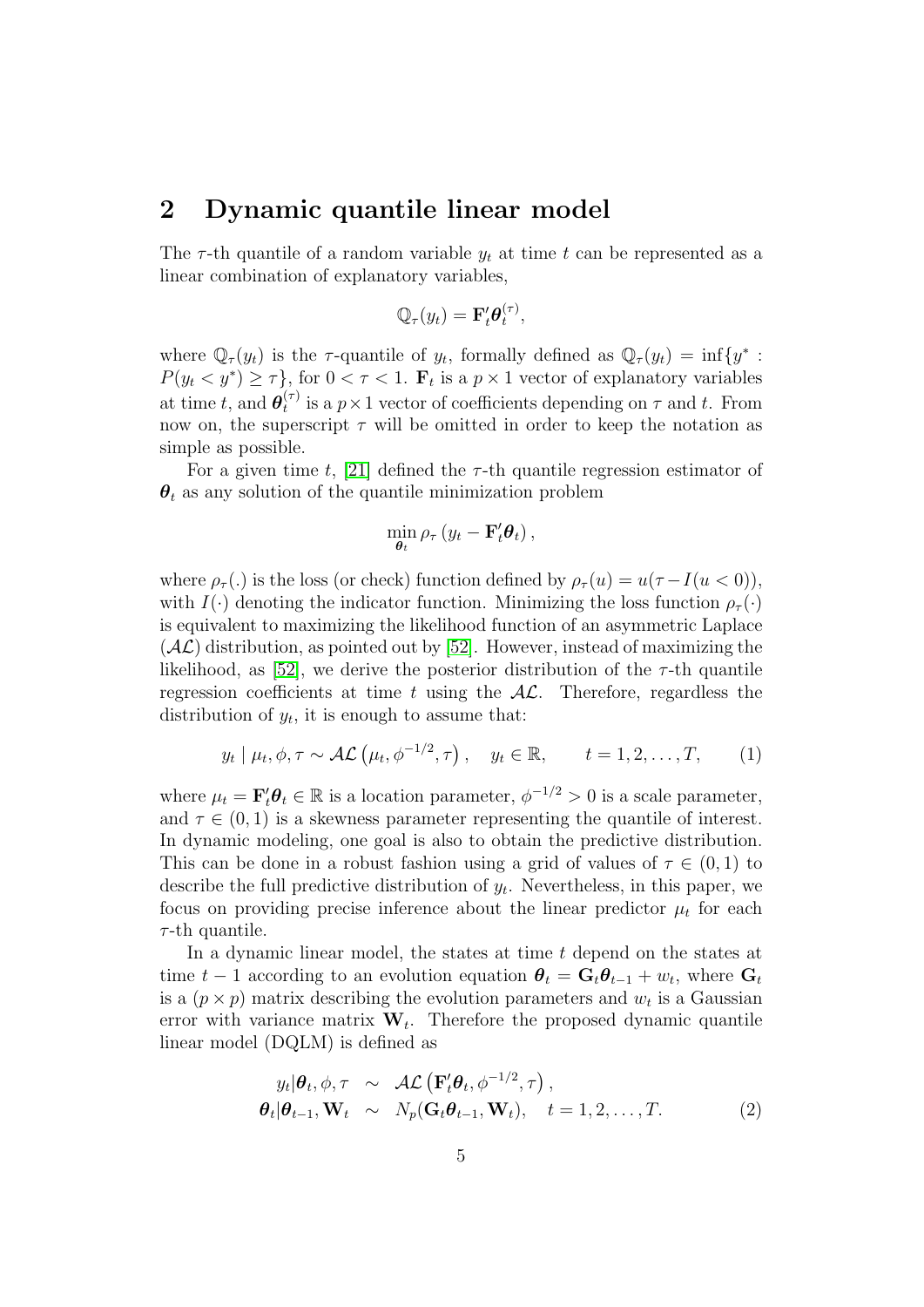## 2 Dynamic quantile linear model

The $\tau$-th quantile of a random variable $y_t$ at time $t$ can be represented as a linear combination of explanatory variables,

$$\mathbb{Q}_\tau(y_t) = \mathbf{F}_t' \boldsymbol{\theta}_t^{(\tau)},$$

where $\mathbb{Q}_\tau(y_t)$ is the $\tau$-quantile of $y_t$, formally defined as $\mathbb{Q}_\tau(y_t) = \inf\{y^* : P(y_t < y^*) \geq \tau\}$, for $0 < \tau < 1$. $\mathbf{F}_t$ is a $p \times 1$ vector of explanatory variables at time $t$, and $\boldsymbol{\theta}_t^{(\tau)}$ is a $p \times 1$ vector of coefficients depending on $\tau$ and $t$. From now on, the superscript $\tau$ will be omitted in order to keep the notation as simple as possible.

For a given time $t$, [21] defined the $\tau$-th quantile regression estimator of $\boldsymbol{\theta}_t$ as any solution of the quantile minimization problem

$$\min_{\boldsymbol{\theta}_t} \rho_\tau \left( y_t - \mathbf{F}_t' \boldsymbol{\theta}_t \right),$$

where $\rho_\tau(.)$ is the loss (or check) function defined by $\rho_\tau(u) = u(\tau - I(u < 0))$, with $I(\cdot)$ denoting the indicator function. Minimizing the loss function $\rho_\tau(\cdot)$ is equivalent to maximizing the likelihood function of an asymmetric Laplace ($\mathcal{AL}$) distribution, as pointed out by [52]. However, instead of maximizing the likelihood, as [52], we derive the posterior distribution of the $\tau$-th quantile regression coefficients at time $t$ using the $\mathcal{AL}$. Therefore, regardless the distribution of $y_t$, it is enough to assume that:

$$y_t \mid \mu_t, \phi, \tau \sim \mathcal{AL}\left(\mu_t, \phi^{-1/2}, \tau\right), \quad y_t \in \mathbb{R}, \qquad t = 1, 2, \ldots, T, \tag{1}$$

where $\mu_t = \mathbf{F}_t' \boldsymbol{\theta}_t \in \mathbb{R}$ is a location parameter, $\phi^{-1/2} > 0$ is a scale parameter, and $\tau \in (0, 1)$ is a skewness parameter representing the quantile of interest. In dynamic modeling, one goal is also to obtain the predictive distribution. This can be done in a robust fashion using a grid of values of $\tau \in (0, 1)$ to describe the full predictive distribution of $y_t$. Nevertheless, in this paper, we focus on providing precise inference about the linear predictor $\mu_t$ for each $\tau$-th quantile.

In a dynamic linear model, the states at time $t$ depend on the states at time $t-1$ according to an evolution equation $\boldsymbol{\theta}_t = \mathbf{G}_t \boldsymbol{\theta}_{t-1} + w_t$, where $\mathbf{G}_t$ is a $(p \times p)$ matrix describing the evolution parameters and $w_t$ is a Gaussian error with variance matrix $\mathbf{W}_t$. Therefore the proposed dynamic quantile linear model (DQLM) is defined as

$$\begin{aligned} y_t | \boldsymbol{\theta}_t, \phi, \tau &\sim \mathcal{AL}\left(\mathbf{F}_t' \boldsymbol{\theta}_t, \phi^{-1/2}, \tau\right), \\ \boldsymbol{\theta}_t | \boldsymbol{\theta}_{t-1}, \mathbf{W}_t &\sim N_p(\mathbf{G}_t \boldsymbol{\theta}_{t-1}, \mathbf{W}_t), \quad t = 1, 2, \ldots, T. \end{aligned} \tag{2}$$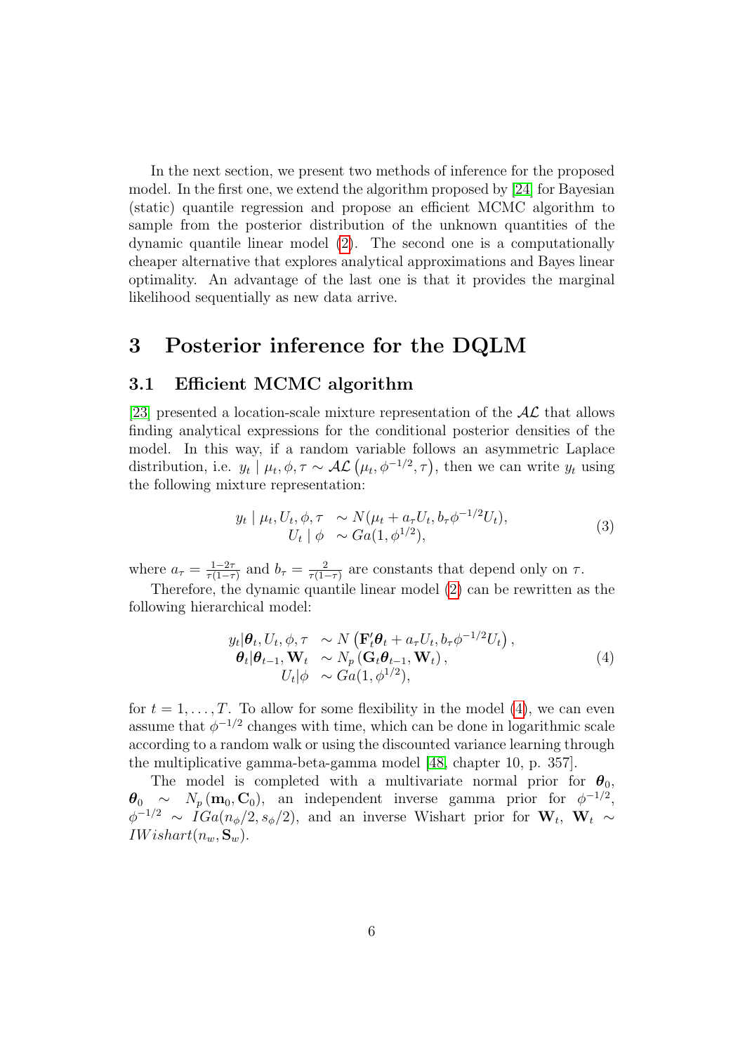In the next section, we present two methods of inference for the proposed model. In the first one, we extend the algorithm proposed by [24] for Bayesian (static) quantile regression and propose an efficient MCMC algorithm to sample from the posterior distribution of the unknown quantities of the dynamic quantile linear model (2). The second one is a computationally cheaper alternative that explores analytical approximations and Bayes linear optimality. An advantage of the last one is that it provides the marginal likelihood sequentially as new data arrive.

# 3 Posterior inference for the DQLM

## 3.1 Efficient MCMC algorithm

[23] presented a location-scale mixture representation of the $\mathcal{AL}$ that allows finding analytical expressions for the conditional posterior densities of the model. In this way, if a random variable follows an asymmetric Laplace distribution, i.e. $y_t \mid \mu_t, \phi, \tau \sim \mathcal{AL}\left(\mu_t, \phi^{-1/2}, \tau\right)$, then we can write $y_t$ using the following mixture representation:

$$
\begin{aligned}
y_t \mid \mu_t, U_t, \phi, \tau &\sim N(\mu_t + a_\tau U_t, b_\tau \phi^{-1/2} U_t), \\
U_t \mid \phi &\sim Ga(1, \phi^{1/2}),
\end{aligned} \tag{3}
$$

where $a_\tau = \frac{1-2\tau}{\tau(1-\tau)}$ and $b_\tau = \frac{2}{\tau(1-\tau)}$ are constants that depend only on $\tau$.

Therefore, the dynamic quantile linear model (2) can be rewritten as the following hierarchical model:

$$
\begin{aligned}
y_t|\boldsymbol{\theta}_t, U_t, \phi, \tau &\sim N\left(\mathbf{F}_t'\boldsymbol{\theta}_t + a_\tau U_t, b_\tau \phi^{-1/2} U_t\right), \\
\boldsymbol{\theta}_t|\boldsymbol{\theta}_{t-1}, \mathbf{W}_t &\sim N_p\left(\mathbf{G}_t\boldsymbol{\theta}_{t-1}, \mathbf{W}_t\right), \\
U_t|\phi &\sim Ga(1, \phi^{1/2}),
\end{aligned} \tag{4}
$$

for $t = 1, \ldots, T$. To allow for some flexibility in the model (4), we can even assume that $\phi^{-1/2}$ changes with time, which can be done in logarithmic scale according to a random walk or using the discounted variance learning through the multiplicative gamma-beta-gamma model [48, chapter 10, p. 357].

The model is completed with a multivariate normal prior for $\boldsymbol{\theta}_0$, $\boldsymbol{\theta}_0 \sim N_p\left(\mathbf{m}_0, \mathbf{C}_0\right)$, an independent inverse gamma prior for $\phi^{-1/2}$, $\phi^{-1/2} \sim IGa(n_\phi/2, s_\phi/2)$, and an inverse Wishart prior for $\mathbf{W}_t$, $\mathbf{W}_t \sim IWishart(n_w, \mathbf{S}_w)$.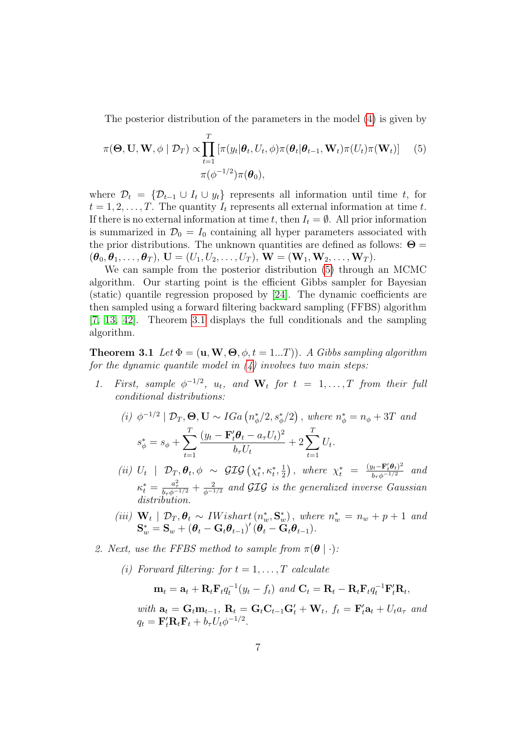The posterior distribution of the parameters in the model (4) is given by

$$\pi(\boldsymbol{\Theta}, \mathbf{U}, \mathbf{W}, \phi \mid \mathcal{D}_T) \propto \prod_{t=1}^{T} \left[\pi(y_t|\boldsymbol{\theta}_t, U_t, \phi)\pi(\boldsymbol{\theta}_t|\boldsymbol{\theta}_{t-1}, \mathbf{W}_t)\pi(U_t)\pi(\mathbf{W}_t)\right] \quad (5)$$
$$\pi(\phi^{-1/2})\pi(\boldsymbol{\theta}_0),$$

where $\mathcal{D}_t = \{\mathcal{D}_{t-1} \cup I_t \cup y_t\}$ represents all information until time $t$, for $t = 1, 2, \ldots, T$. The quantity $I_t$ represents all external information at time $t$. If there is no external information at time $t$, then $I_t = \emptyset$. All prior information is summarized in $\mathcal{D}_0 = I_0$ containing all hyper parameters associated with the prior distributions. The unknown quantities are defined as follows: $\boldsymbol{\Theta} = (\boldsymbol{\theta}_0, \boldsymbol{\theta}_1, \ldots, \boldsymbol{\theta}_T)$, $\mathbf{U} = (U_1, U_2, \ldots, U_T)$, $\mathbf{W} = (\mathbf{W}_1, \mathbf{W}_2, \ldots, \mathbf{W}_T)$.

We can sample from the posterior distribution (5) through an MCMC algorithm. Our starting point is the efficient Gibbs sampler for Bayesian (static) quantile regression proposed by [24]. The dynamic coefficients are then sampled using a forward filtering backward sampling (FFBS) algorithm [7, 13, 42]. Theorem 3.1 displays the full conditionals and the sampling algorithm.

**Theorem 3.1** *Let $\Phi = (\mathbf{u}, \mathbf{W}, \boldsymbol{\Theta}, \phi, t = 1 \ldots T))$. A Gibbs sampling algorithm for the dynamic quantile model in (4) involves two main steps:*

1. *First, sample $\phi^{-1/2}$, $u_t$, and $\mathbf{W}_t$ for $t = 1, \ldots, T$ from their full conditional distributions:*

   *(i)* $\phi^{-1/2} \mid \mathcal{D}_T, \boldsymbol{\Theta}, \mathbf{U} \sim IGa\left(n_\phi^*/2, s_\phi^*/2\right)$, *where* $n_\phi^* = n_\phi + 3T$ *and*
   $$s_\phi^* = s_\phi + \sum_{t=1}^{T} \frac{(y_t - \mathbf{F}_t'\boldsymbol{\theta}_t - a_\tau U_t)^2}{b_\tau U_t} + 2\sum_{t=1}^{T} U_t.$$

   *(ii)* $U_t \mid \mathcal{D}_T, \boldsymbol{\theta}_t, \phi \sim \mathcal{GIG}\left(\chi_t^*, \kappa_t^*, \frac{1}{2}\right)$, *where* $\chi_t^* = \frac{(y_t - \mathbf{F}_t'\boldsymbol{\theta}_t)^2}{b_\tau \phi^{-1/2}}$ *and* $\kappa_t^* = \frac{a_\tau^2}{b_\tau \phi^{-1/2}} + \frac{2}{\phi^{-1/2}}$ *and $\mathcal{GIG}$ is the generalized inverse Gaussian distribution.*

   *(iii)* $\mathbf{W}_t \mid \mathcal{D}_T, \boldsymbol{\theta}_t \sim IWishart\left(n_w^*, \mathbf{S}_w^*\right)$, *where* $n_w^* = n_w + p + 1$ *and* $\mathbf{S}_w^* = \mathbf{S}_w + \left(\boldsymbol{\theta}_t - \mathbf{G}_t\boldsymbol{\theta}_{t-1}\right)'\left(\boldsymbol{\theta}_t - \mathbf{G}_t\boldsymbol{\theta}_{t-1}\right)$.

2. *Next, use the FFBS method to sample from $\pi(\boldsymbol{\theta} \mid \cdot)$:*

   *(i) Forward filtering: for $t = 1, \ldots, T$ calculate*
   $$\mathbf{m}_t = \mathbf{a}_t + \mathbf{R}_t\mathbf{F}_t q_t^{-1}(y_t - f_t) \text{ and } \mathbf{C}_t = \mathbf{R}_t - \mathbf{R}_t\mathbf{F}_t q_t^{-1}\mathbf{F}_t'\mathbf{R}_t,$$
   *with* $\mathbf{a}_t = \mathbf{G}_t\mathbf{m}_{t-1}$, $\mathbf{R}_t = \mathbf{G}_t\mathbf{C}_{t-1}\mathbf{G}_t' + \mathbf{W}_t$, $f_t = \mathbf{F}_t'\mathbf{a}_t + U_t a_\tau$ *and* $q_t = \mathbf{F}_t'\mathbf{R}_t\mathbf{F}_t + b_\tau U_t \phi^{-1/2}$.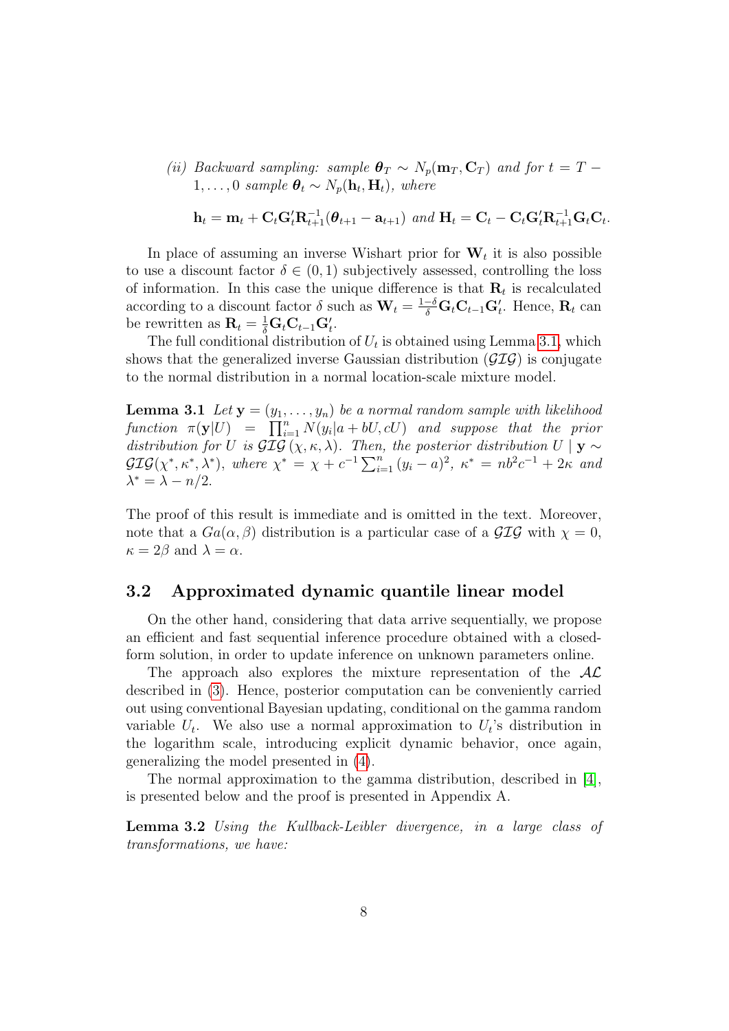*(ii) Backward sampling: sample* $\boldsymbol{\theta}_T \sim N_p(\mathbf{m}_T, \mathbf{C}_T)$ *and for* $t = T-1, \ldots, 0$ *sample* $\boldsymbol{\theta}_t \sim N_p(\mathbf{h}_t, \mathbf{H}_t)$*, where*

$$\mathbf{h}_t = \mathbf{m}_t + \mathbf{C}_t \mathbf{G}_t' \mathbf{R}_{t+1}^{-1}(\boldsymbol{\theta}_{t+1} - \mathbf{a}_{t+1}) \text{ and } \mathbf{H}_t = \mathbf{C}_t - \mathbf{C}_t \mathbf{G}_t' \mathbf{R}_{t+1}^{-1} \mathbf{G}_t \mathbf{C}_t.$$

In place of assuming an inverse Wishart prior for $\mathbf{W}_t$ it is also possible to use a discount factor $\delta \in (0,1)$ subjectively assessed, controlling the loss of information. In this case the unique difference is that $\mathbf{R}_t$ is recalculated according to a discount factor $\delta$ such as $\mathbf{W}_t = \frac{1-\delta}{\delta} \mathbf{G}_t \mathbf{C}_{t-1} \mathbf{G}_t'$. Hence, $\mathbf{R}_t$ can be rewritten as $\mathbf{R}_t = \frac{1}{\delta} \mathbf{G}_t \mathbf{C}_{t-1} \mathbf{G}_t'$.

The full conditional distribution of $U_t$ is obtained using Lemma 3.1, which shows that the generalized inverse Gaussian distribution ($\mathcal{GIG}$) is conjugate to the normal distribution in a normal location-scale mixture model.

**Lemma 3.1** *Let* $\mathbf{y} = (y_1, \ldots, y_n)$ *be a normal random sample with likelihood function* $\pi(\mathbf{y}|U) = \prod_{i=1}^{n} N(y_i|a + bU, cU)$ *and suppose that the prior distribution for* $U$ *is* $\mathcal{GIG}(\chi, \kappa, \lambda)$*. Then, the posterior distribution* $U \mid \mathbf{y} \sim \mathcal{GIG}(\chi^*, \kappa^*, \lambda^*)$*, where* $\chi^* = \chi + c^{-1} \sum_{i=1}^{n} (y_i - a)^2$*,* $\kappa^* = nb^2 c^{-1} + 2\kappa$ *and* $\lambda^* = \lambda - n/2$*.*

The proof of this result is immediate and is omitted in the text. Moreover, note that a $Ga(\alpha, \beta)$ distribution is a particular case of a $\mathcal{GIG}$ with $\chi = 0$, $\kappa = 2\beta$ and $\lambda = \alpha$.

## 3.2 Approximated dynamic quantile linear model

On the other hand, considering that data arrive sequentially, we propose an efficient and fast sequential inference procedure obtained with a closed-form solution, in order to update inference on unknown parameters online.

The approach also explores the mixture representation of the $\mathcal{AL}$ described in (3). Hence, posterior computation can be conveniently carried out using conventional Bayesian updating, conditional on the gamma random variable $U_t$. We also use a normal approximation to $U_t$'s distribution in the logarithm scale, introducing explicit dynamic behavior, once again, generalizing the model presented in (4).

The normal approximation to the gamma distribution, described in [4], is presented below and the proof is presented in Appendix A.

**Lemma 3.2** *Using the Kullback-Leibler divergence, in a large class of transformations, we have:*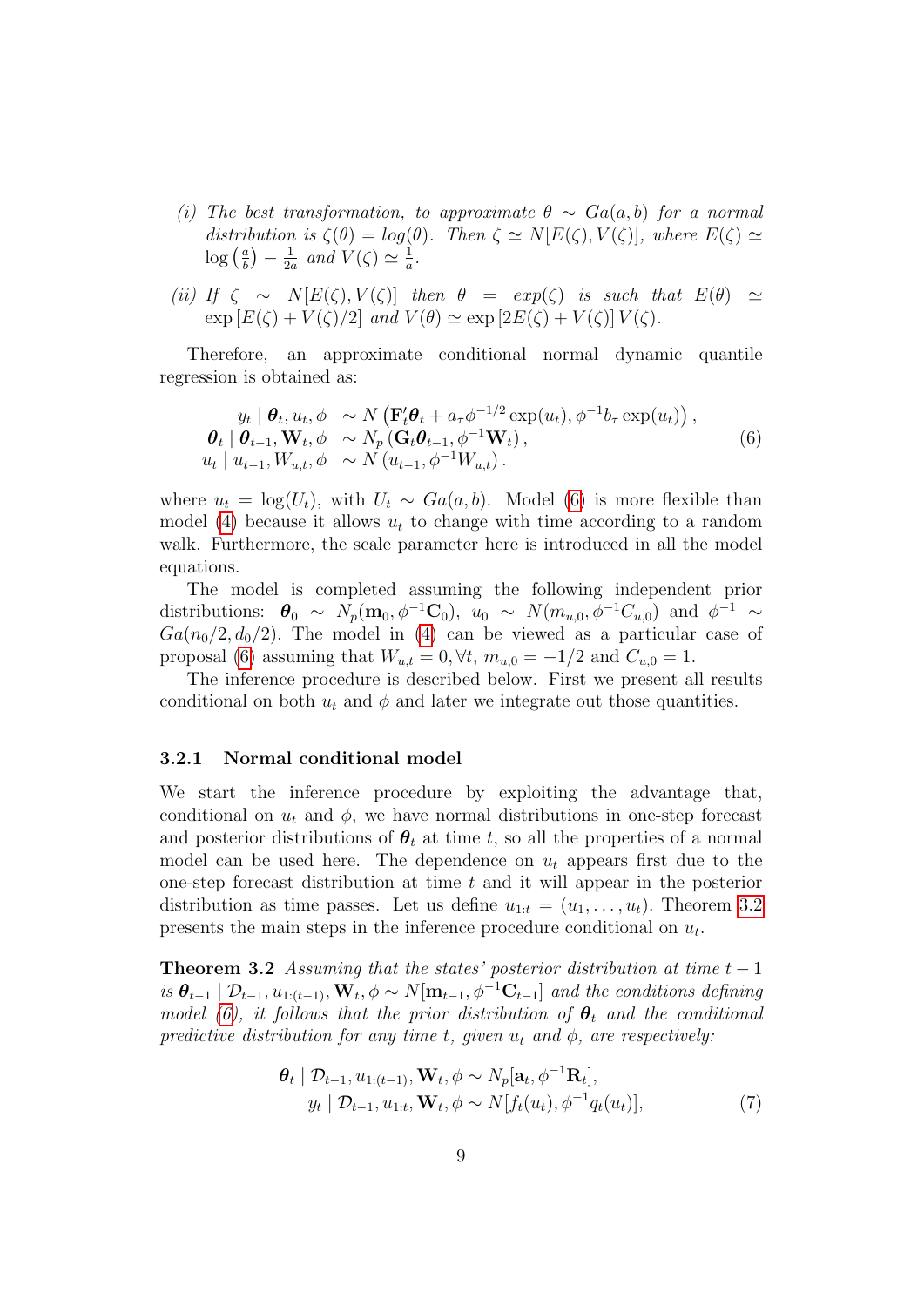(i) *The best transformation, to approximate $\theta \sim Ga(a,b)$ for a normal distribution is $\zeta(\theta) = log(\theta)$. Then $\zeta \simeq N[E(\zeta), V(\zeta)]$, where $E(\zeta) \simeq \log\left(\frac{a}{b}\right) - \frac{1}{2a}$ and $V(\zeta) \simeq \frac{1}{a}$.*

(ii) *If $\zeta \sim N[E(\zeta), V(\zeta)]$ then $\theta = exp(\zeta)$ is such that $E(\theta) \simeq \exp\left[E(\zeta) + V(\zeta)/2\right]$ and $V(\theta) \simeq \exp\left[2E(\zeta) + V(\zeta)\right] V(\zeta)$.*

Therefore, an approximate conditional normal dynamic quantile regression is obtained as:

$$
\begin{aligned}
y_t \mid \boldsymbol{\theta}_t, u_t, \phi \quad &\sim N\left(\mathbf{F}_t'\boldsymbol{\theta}_t + a_\tau \phi^{-1/2}\exp(u_t), \phi^{-1} b_\tau \exp(u_t)\right), \\
\boldsymbol{\theta}_t \mid \boldsymbol{\theta}_{t-1}, \mathbf{W}_t, \phi \quad &\sim N_p\left(\mathbf{G}_t\boldsymbol{\theta}_{t-1}, \phi^{-1}\mathbf{W}_t\right), \\
u_t \mid u_{t-1}, W_{u,t}, \phi \quad &\sim N\left(u_{t-1}, \phi^{-1}W_{u,t}\right).
\end{aligned}
\tag{6}
$$

where $u_t = \log(U_t)$, with $U_t \sim Ga(a,b)$. Model (6) is more flexible than model (4) because it allows $u_t$ to change with time according to a random walk. Furthermore, the scale parameter here is introduced in all the model equations.

The model is completed assuming the following independent prior distributions: $\boldsymbol{\theta}_0 \sim N_p(\mathbf{m}_0, \phi^{-1}\mathbf{C}_0)$, $u_0 \sim N(m_{u,0}, \phi^{-1}C_{u,0})$ and $\phi^{-1} \sim Ga(n_0/2, d_0/2)$. The model in (4) can be viewed as a particular case of proposal (6) assuming that $W_{u,t} = 0, \forall t$, $m_{u,0} = -1/2$ and $C_{u,0} = 1$.

The inference procedure is described below. First we present all results conditional on both $u_t$ and $\phi$ and later we integrate out those quantities.

### 3.2.1 Normal conditional model

We start the inference procedure by exploiting the advantage that, conditional on $u_t$ and $\phi$, we have normal distributions in one-step forecast and posterior distributions of $\boldsymbol{\theta}_t$ at time $t$, so all the properties of a normal model can be used here. The dependence on $u_t$ appears first due to the one-step forecast distribution at time $t$ and it will appear in the posterior distribution as time passes. Let us define $u_{1:t} = (u_1, \ldots, u_t)$. Theorem 3.2 presents the main steps in the inference procedure conditional on $u_t$.

**Theorem 3.2** *Assuming that the states' posterior distribution at time $t-1$ is $\boldsymbol{\theta}_{t-1} \mid \mathcal{D}_{t-1}, u_{1:(t-1)}, \mathbf{W}_t, \phi \sim N[\mathbf{m}_{t-1}, \phi^{-1}\mathbf{C}_{t-1}]$ and the conditions defining model (6), it follows that the prior distribution of $\boldsymbol{\theta}_t$ and the conditional predictive distribution for any time $t$, given $u_t$ and $\phi$, are respectively:*

$$
\begin{aligned}
\boldsymbol{\theta}_t \mid \mathcal{D}_{t-1}, u_{1:(t-1)}, \mathbf{W}_t, \phi &\sim N_p[\mathbf{a}_t, \phi^{-1}\mathbf{R}_t], \\
y_t \mid \mathcal{D}_{t-1}, u_{1:t}, \mathbf{W}_t, \phi &\sim N[f_t(u_t), \phi^{-1}q_t(u_t)],
\end{aligned}
\tag{7}
$$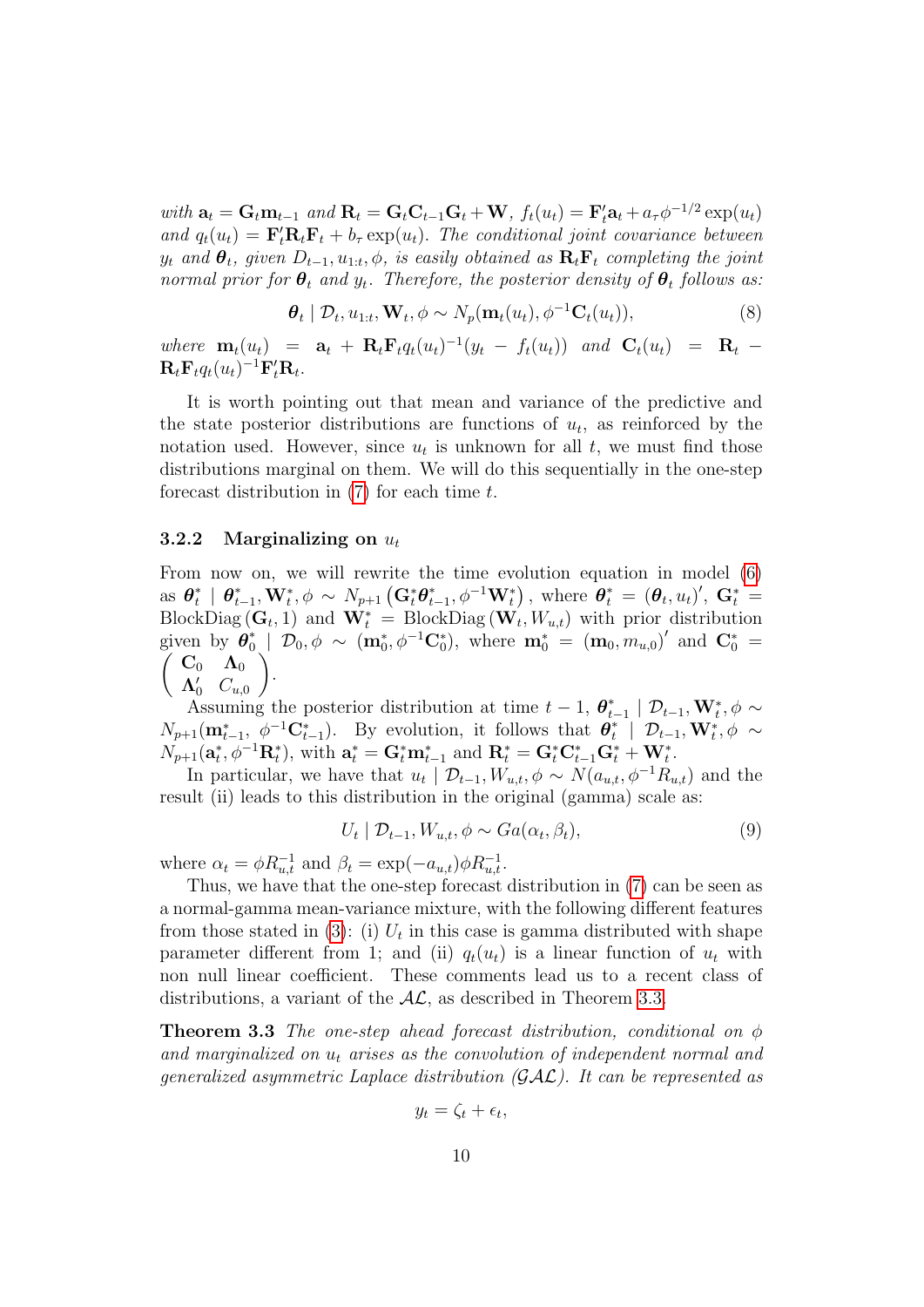*with* $\mathbf{a}_t = \mathbf{G}_t\mathbf{m}_{t-1}$ *and* $\mathbf{R}_t = \mathbf{G}_t\mathbf{C}_{t-1}\mathbf{G}_t + \mathbf{W}$*,* $f_t(u_t) = \mathbf{F}_t'\mathbf{a}_t + a_\tau \phi^{-1/2}\exp(u_t)$ *and* $q_t(u_t) = \mathbf{F}_t'\mathbf{R}_t\mathbf{F}_t + b_\tau \exp(u_t)$*. The conditional joint covariance between* $y_t$ *and* $\boldsymbol{\theta}_t$*, given* $D_{t-1}, u_{1:t}, \phi$*, is easily obtained as* $\mathbf{R}_t\mathbf{F}_t$ *completing the joint normal prior for* $\boldsymbol{\theta}_t$ *and* $y_t$*. Therefore, the posterior density of* $\boldsymbol{\theta}_t$ *follows as:*

$$\boldsymbol{\theta}_t \mid \mathcal{D}_t, u_{1:t}, \mathbf{W}_t, \phi \sim N_p(\mathbf{m}_t(u_t), \phi^{-1}\mathbf{C}_t(u_t)), \tag{8}$$

*where* $\mathbf{m}_t(u_t) = \mathbf{a}_t + \mathbf{R}_t\mathbf{F}_t q_t(u_t)^{-1}(y_t - f_t(u_t))$ *and* $\mathbf{C}_t(u_t) = \mathbf{R}_t - \mathbf{R}_t\mathbf{F}_t q_t(u_t)^{-1}\mathbf{F}_t'\mathbf{R}_t$*.*

It is worth pointing out that mean and variance of the predictive and the state posterior distributions are functions of $u_t$, as reinforced by the notation used. However, since $u_t$ is unknown for all $t$, we must find those distributions marginal on them. We will do this sequentially in the one-step forecast distribution in (7) for each time $t$.

### 3.2.2 Marginalizing on $u_t$

From now on, we will rewrite the time evolution equation in model (6) as $\boldsymbol{\theta}_t^* \mid \boldsymbol{\theta}_{t-1}^*, \mathbf{W}_t^*, \phi \sim N_{p+1}\left(\mathbf{G}_t^*\boldsymbol{\theta}_{t-1}^*, \phi^{-1}\mathbf{W}_t^*\right)$, where $\boldsymbol{\theta}_t^* = (\boldsymbol{\theta}_t, u_t)'$, $\mathbf{G}_t^* = \text{BlockDiag}(\mathbf{G}_t, 1)$ and $\mathbf{W}_t^* = \text{BlockDiag}(\mathbf{W}_t, W_{u,t})$ with prior distribution given by $\boldsymbol{\theta}_0^* \mid \mathcal{D}_0, \phi \sim (\mathbf{m}_0^*, \phi^{-1}\mathbf{C}_0^*)$, where $\mathbf{m}_0^* = (\mathbf{m}_0, m_{u,0})'$ and $\mathbf{C}_0^* = \begin{pmatrix} \mathbf{C}_0 & \boldsymbol{\Lambda}_0 \\ \boldsymbol{\Lambda}_0' & C_{u,0} \end{pmatrix}$.

Assuming the posterior distribution at time $t-1$, $\boldsymbol{\theta}_{t-1}^* \mid \mathcal{D}_{t-1}, \mathbf{W}_t^*, \phi \sim N_{p+1}(\mathbf{m}_{t-1}^*, \phi^{-1}\mathbf{C}_{t-1}^*)$. By evolution, it follows that $\boldsymbol{\theta}_t^* \mid \mathcal{D}_{t-1}, \mathbf{W}_t^*, \phi \sim N_{p+1}(\mathbf{a}_t^*, \phi^{-1}\mathbf{R}_t^*)$, with $\mathbf{a}_t^* = \mathbf{G}_t^*\mathbf{m}_{t-1}^*$ and $\mathbf{R}_t^* = \mathbf{G}_t^*\mathbf{C}_{t-1}^*\mathbf{G}_t^* + \mathbf{W}_t^*$.

In particular, we have that $u_t \mid \mathcal{D}_{t-1}, W_{u,t}, \phi \sim N(a_{u,t}, \phi^{-1}R_{u,t})$ and the result (ii) leads to this distribution in the original (gamma) scale as:

$$U_t \mid \mathcal{D}_{t-1}, W_{u,t}, \phi \sim Ga(\alpha_t, \beta_t), \tag{9}$$

where $\alpha_t = \phi R_{u,t}^{-1}$ and $\beta_t = \exp(-a_{u,t})\phi R_{u,t}^{-1}$.

Thus, we have that the one-step forecast distribution in (7) can be seen as a normal-gamma mean-variance mixture, with the following different features from those stated in (3): (i) $U_t$ in this case is gamma distributed with shape parameter different from 1; and (ii) $q_t(u_t)$ is a linear function of $u_t$ with non null linear coefficient. These comments lead us to a recent class of distributions, a variant of the $\mathcal{AL}$, as described in Theorem 3.3.

**Theorem 3.3** *The one-step ahead forecast distribution, conditional on* $\phi$ *and marginalized on* $u_t$ *arises as the convolution of independent normal and generalized asymmetric Laplace distribution (*$\mathcal{GAL}$*). It can be represented as*

$$y_t = \zeta_t + \epsilon_t,$$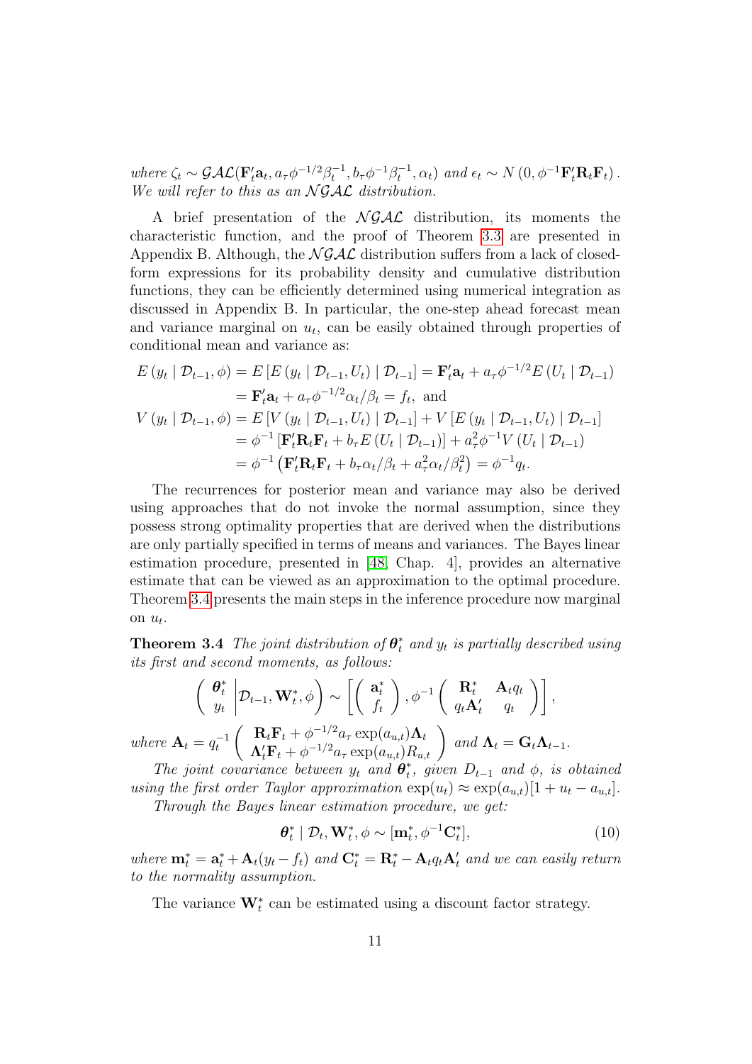*where* $\zeta_t \sim \mathcal{GAL}(\mathbf{F}_t'\mathbf{a}_t, a_\tau\phi^{-1/2}\beta_t^{-1}, b_\tau\phi^{-1}\beta_t^{-1}, \alpha_t)$ *and* $\epsilon_t \sim N\left(0, \phi^{-1}\mathbf{F}_t'\mathbf{R}_t\mathbf{F}_t\right)$. *We will refer to this as an* $\mathcal{NGAL}$ *distribution.*

A brief presentation of the $\mathcal{NGAL}$ distribution, its moments the characteristic function, and the proof of Theorem 3.3 are presented in Appendix B. Although, the $\mathcal{NGAL}$ distribution suffers from a lack of closed-form expressions for its probability density and cumulative distribution functions, they can be efficiently determined using numerical integration as discussed in Appendix B. In particular, the one-step ahead forecast mean and variance marginal on $u_t$, can be easily obtained through properties of conditional mean and variance as:

$$
\begin{aligned}
E\left(y_t \mid \mathcal{D}_{t-1}, \phi\right) &= E\left[E\left(y_t \mid \mathcal{D}_{t-1}, U_t\right) \mid \mathcal{D}_{t-1}\right] = \mathbf{F}_t'\mathbf{a}_t + a_\tau\phi^{-1/2}E\left(U_t \mid \mathcal{D}_{t-1}\right) \\
&= \mathbf{F}_t'\mathbf{a}_t + a_\tau\phi^{-1/2}\alpha_t/\beta_t = f_t, \text{ and} \\
V\left(y_t \mid \mathcal{D}_{t-1}, \phi\right) &= E\left[V\left(y_t \mid \mathcal{D}_{t-1}, U_t\right) \mid \mathcal{D}_{t-1}\right] + V\left[E\left(y_t \mid \mathcal{D}_{t-1}, U_t\right) \mid \mathcal{D}_{t-1}\right] \\
&= \phi^{-1}\left[\mathbf{F}_t'\mathbf{R}_t\mathbf{F}_t + b_\tau E\left(U_t \mid \mathcal{D}_{t-1}\right)\right] + a_\tau^2\phi^{-1}V\left(U_t \mid \mathcal{D}_{t-1}\right) \\
&= \phi^{-1}\left(\mathbf{F}_t'\mathbf{R}_t\mathbf{F}_t + b_\tau\alpha_t/\beta_t + a_\tau^2\alpha_t/\beta_t^2\right) = \phi^{-1}q_t.
\end{aligned}
$$

The recurrences for posterior mean and variance may also be derived using approaches that do not invoke the normal assumption, since they possess strong optimality properties that are derived when the distributions are only partially specified in terms of means and variances. The Bayes linear estimation procedure, presented in [48, Chap. 4], provides an alternative estimate that can be viewed as an approximation to the optimal procedure. Theorem 3.4 presents the main steps in the inference procedure now marginal on $u_t$.

**Theorem 3.4** *The joint distribution of* $\boldsymbol{\theta}_t^*$ *and* $y_t$ *is partially described using its first and second moments, as follows:*

$$
\left(\begin{array}{c} \boldsymbol{\theta}_t^* \\ y_t \end{array} \middle| \mathcal{D}_{t-1}, \mathbf{W}_t^*, \phi\right) \sim \left[\left(\begin{array}{c} \mathbf{a}_t^* \\ f_t \end{array}\right), \phi^{-1}\left(\begin{array}{cc} \mathbf{R}_t^* & \mathbf{A}_t q_t \\ q_t\mathbf{A}_t' & q_t \end{array}\right)\right],
$$

*where* $\mathbf{A}_t = q_t^{-1}\left(\begin{array}{c} \mathbf{R}_t\mathbf{F}_t + \phi^{-1/2}a_\tau\exp(a_{u,t})\boldsymbol{\Lambda}_t \\ \boldsymbol{\Lambda}_t'\mathbf{F}_t + \phi^{-1/2}a_\tau\exp(a_{u,t})R_{u,t} \end{array}\right)$ *and* $\boldsymbol{\Lambda}_t = \mathbf{G}_t\boldsymbol{\Lambda}_{t-1}$.

*The joint covariance between* $y_t$ *and* $\boldsymbol{\theta}_t^*$*, given* $D_{t-1}$ *and* $\phi$*, is obtained using the first order Taylor approximation* $\exp(u_t) \approx \exp(a_{u,t})[1 + u_t - a_{u,t}]$.

*Through the Bayes linear estimation procedure, we get:*

$$
\boldsymbol{\theta}_t^* \mid \mathcal{D}_t, \mathbf{W}_t^*, \phi \sim [\mathbf{m}_t^*, \phi^{-1}\mathbf{C}_t^*], \tag{10}
$$

*where* $\mathbf{m}_t^* = \mathbf{a}_t^* + \mathbf{A}_t(y_t - f_t)$ *and* $\mathbf{C}_t^* = \mathbf{R}_t^* - \mathbf{A}_t q_t\mathbf{A}_t'$ *and we can easily return to the normality assumption.*

The variance $\mathbf{W}_t^*$ can be estimated using a discount factor strategy.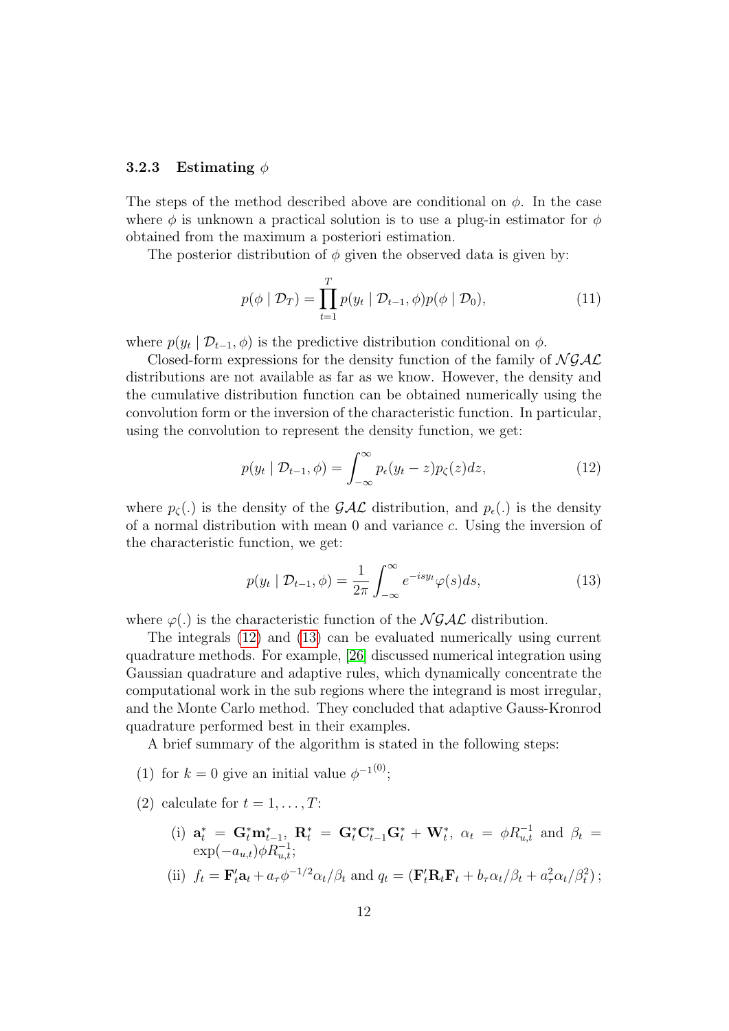### 3.2.3 Estimating $\phi$

The steps of the method described above are conditional on $\phi$. In the case where $\phi$ is unknown a practical solution is to use a plug-in estimator for $\phi$ obtained from the maximum a posteriori estimation.

The posterior distribution of $\phi$ given the observed data is given by:

$$p(\phi \mid \mathcal{D}_T) = \prod_{t=1}^{T} p(y_t \mid \mathcal{D}_{t-1}, \phi) p(\phi \mid \mathcal{D}_0), \tag{11}$$

where $p(y_t \mid \mathcal{D}_{t-1}, \phi)$ is the predictive distribution conditional on $\phi$.

Closed-form expressions for the density function of the family of $\mathcal{NGAL}$ distributions are not available as far as we know. However, the density and the cumulative distribution function can be obtained numerically using the convolution form or the inversion of the characteristic function. In particular, using the convolution to represent the density function, we get:

$$p(y_t \mid \mathcal{D}_{t-1}, \phi) = \int_{-\infty}^{\infty} p_\epsilon(y_t - z) p_\zeta(z) dz, \tag{12}$$

where $p_\zeta(.)$ is the density of the $\mathcal{GAL}$ distribution, and $p_\epsilon(.)$ is the density of a normal distribution with mean 0 and variance $c$. Using the inversion of the characteristic function, we get:

$$p(y_t \mid \mathcal{D}_{t-1}, \phi) = \frac{1}{2\pi} \int_{-\infty}^{\infty} e^{-isy_t} \varphi(s) ds, \tag{13}$$

where $\varphi(.)$ is the characteristic function of the $\mathcal{NGAL}$ distribution.

The integrals (12) and (13) can be evaluated numerically using current quadrature methods. For example, [26] discussed numerical integration using Gaussian quadrature and adaptive rules, which dynamically concentrate the computational work in the sub regions where the integrand is most irregular, and the Monte Carlo method. They concluded that adaptive Gauss-Kronrod quadrature performed best in their examples.

A brief summary of the algorithm is stated in the following steps:

(1) for $k = 0$ give an initial value $\phi^{-1^{(0)}}$;

(2) calculate for $t = 1, \ldots, T$:

  (i) $\mathbf{a}_t^* = \mathbf{G}_t^* \mathbf{m}_{t-1}^*$, $\mathbf{R}_t^* = \mathbf{G}_t^* \mathbf{C}_{t-1}^* \mathbf{G}_t^* + \mathbf{W}_t^*$, $\alpha_t = \phi R_{u,t}^{-1}$ and $\beta_t = \exp(-a_{u,t}) \phi R_{u,t}^{-1}$;

  (ii) $f_t = \mathbf{F}_t' \mathbf{a}_t + a_\tau \phi^{-1/2} \alpha_t / \beta_t$ and $q_t = (\mathbf{F}_t' \mathbf{R}_t \mathbf{F}_t + b_\tau \alpha_t / \beta_t + a_\tau^2 \alpha_t / \beta_t^2)$;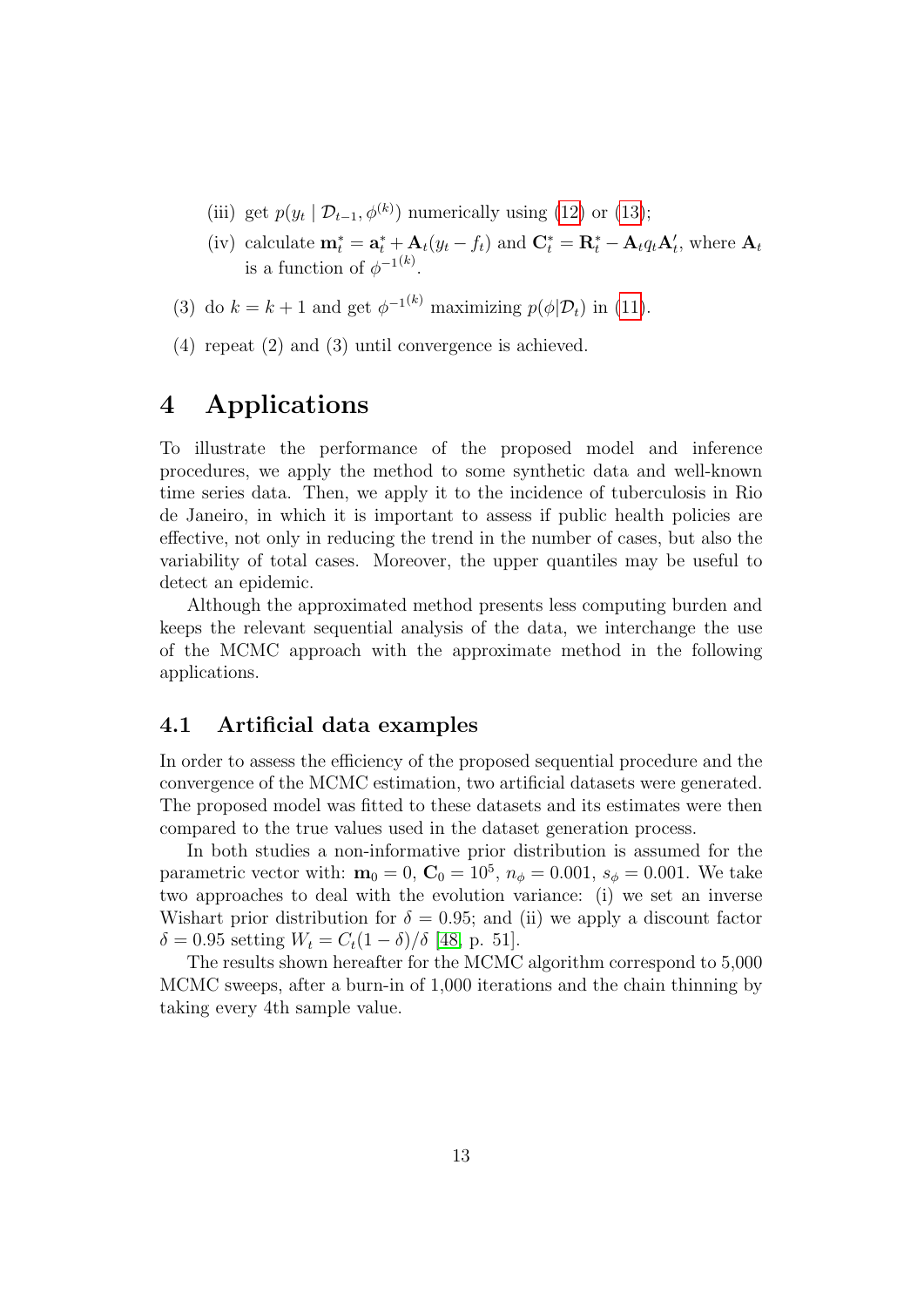(iii) get $p(y_t \mid \mathcal{D}_{t-1}, \phi^{(k)})$ numerically using (12) or (13);

(iv) calculate $\mathbf{m}_t^* = \mathbf{a}_t^* + \mathbf{A}_t(y_t - f_t)$ and $\mathbf{C}_t^* = \mathbf{R}_t^* - \mathbf{A}_t q_t \mathbf{A}_t'$, where $\mathbf{A}_t$ is a function of $\phi^{-1^{(k)}}$.

(3) do $k = k+1$ and get $\phi^{-1^{(k)}}$ maximizing $p(\phi|\mathcal{D}_t)$ in (11).

(4) repeat (2) and (3) until convergence is achieved.

# 4 Applications

To illustrate the performance of the proposed model and inference procedures, we apply the method to some synthetic data and well-known time series data. Then, we apply it to the incidence of tuberculosis in Rio de Janeiro, in which it is important to assess if public health policies are effective, not only in reducing the trend in the number of cases, but also the variability of total cases. Moreover, the upper quantiles may be useful to detect an epidemic.

Although the approximated method presents less computing burden and keeps the relevant sequential analysis of the data, we interchange the use of the MCMC approach with the approximate method in the following applications.

## 4.1 Artificial data examples

In order to assess the efficiency of the proposed sequential procedure and the convergence of the MCMC estimation, two artificial datasets were generated. The proposed model was fitted to these datasets and its estimates were then compared to the true values used in the dataset generation process.

In both studies a non-informative prior distribution is assumed for the parametric vector with: $\mathbf{m}_0 = 0$, $\mathbf{C}_0 = 10^5$, $n_\phi = 0.001$, $s_\phi = 0.001$. We take two approaches to deal with the evolution variance: (i) we set an inverse Wishart prior distribution for $\delta = 0.95$; and (ii) we apply a discount factor $\delta = 0.95$ setting $W_t = C_t(1-\delta)/\delta$ [48, p. 51].

The results shown hereafter for the MCMC algorithm correspond to 5,000 MCMC sweeps, after a burn-in of 1,000 iterations and the chain thinning by taking every 4th sample value.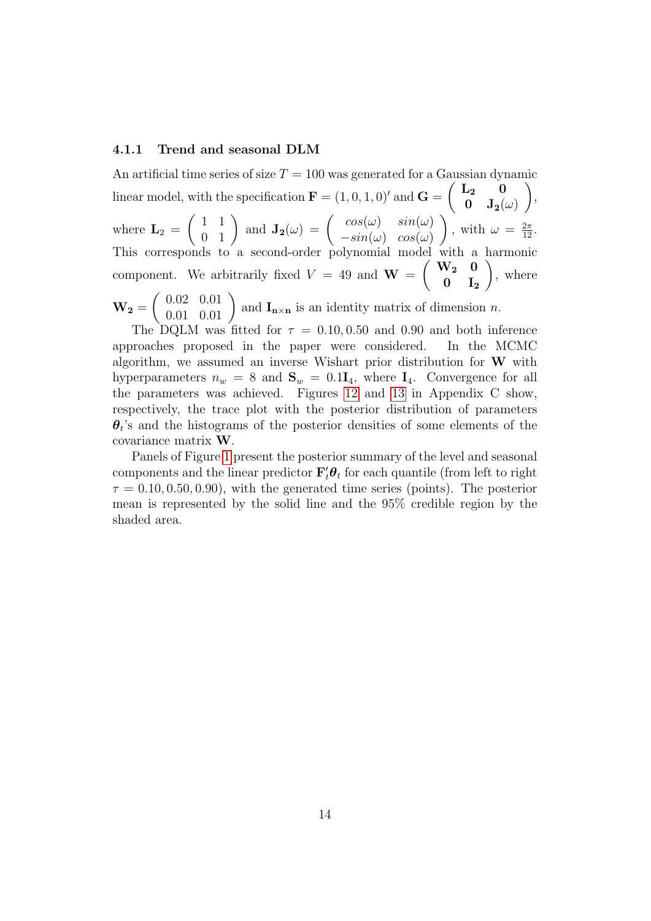#### 4.1.1 Trend and seasonal DLM

An artificial time series of size $T = 100$ was generated for a Gaussian dynamic linear model, with the specification $\mathbf{F} = (1, 0, 1, 0)'$ and $\mathbf{G} = \begin{pmatrix} \mathbf{L_2} & \mathbf{0} \\ \mathbf{0} & \mathbf{J_2}(\omega) \end{pmatrix}$, where $\mathbf{L}_2 = \begin{pmatrix} 1 & 1 \\ 0 & 1 \end{pmatrix}$ and $\mathbf{J_2}(\omega) = \begin{pmatrix} cos(\omega) & sin(\omega) \\ -sin(\omega) & cos(\omega) \end{pmatrix}$, with $\omega = \frac{2\pi}{12}$. This corresponds to a second-order polynomial model with a harmonic component. We arbitrarily fixed $V = 49$ and $\mathbf{W} = \begin{pmatrix} \mathbf{W_2} & \mathbf{0} \\ \mathbf{0} & \mathbf{I_2} \end{pmatrix}$, where $\mathbf{W_2} = \begin{pmatrix} 0.02 & 0.01 \\ 0.01 & 0.01 \end{pmatrix}$ and $\mathbf{I_{n \times n}}$ is an identity matrix of dimension $n$.

The DQLM was fitted for $\tau = 0.10, 0.50$ and $0.90$ and both inference approaches proposed in the paper were considered. In the MCMC algorithm, we assumed an inverse Wishart prior distribution for $\mathbf{W}$ with hyperparameters $n_w = 8$ and $\mathbf{S}_w = 0.1\mathbf{I}_4$, where $\mathbf{I}_4$. Convergence for all the parameters was achieved. Figures 12 and 13 in Appendix C show, respectively, the trace plot with the posterior distribution of parameters $\boldsymbol{\theta}_t$'s and the histograms of the posterior densities of some elements of the covariance matrix $\mathbf{W}$.

Panels of Figure 1 present the posterior summary of the level and seasonal components and the linear predictor $\mathbf{F}_t'\boldsymbol{\theta}_t$ for each quantile (from left to right $\tau = 0.10, 0.50, 0.90$), with the generated time series (points). The posterior mean is represented by the solid line and the 95% credible region by the shaded area.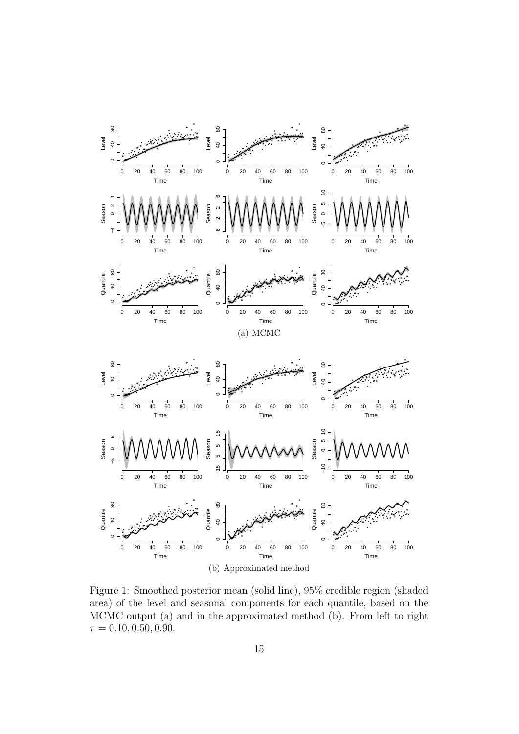(a) MCMC

(b) Approximated method

Figure 1: Smoothed posterior mean (solid line), 95% credible region (shaded area) of the level and seasonal components for each quantile, based on the MCMC output (a) and in the approximated method (b). From left to right $\tau = 0.10, 0.50, 0.90$.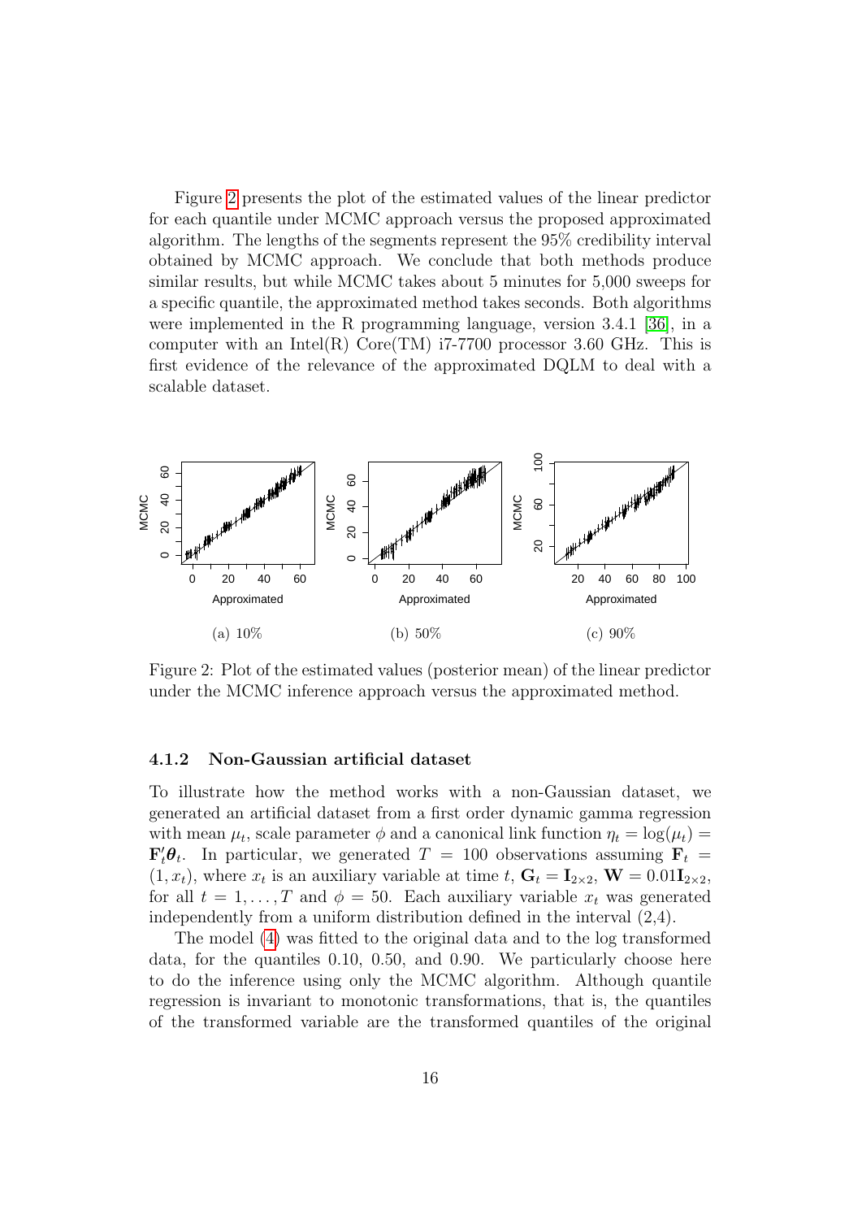Figure 2 presents the plot of the estimated values of the linear predictor for each quantile under MCMC approach versus the proposed approximated algorithm. The lengths of the segments represent the 95% credibility interval obtained by MCMC approach. We conclude that both methods produce similar results, but while MCMC takes about 5 minutes for 5,000 sweeps for a specific quantile, the approximated method takes seconds. Both algorithms were implemented in the R programming language, version 3.4.1 [36], in a computer with an Intel(R) Core(TM) i7-7700 processor 3.60 GHz. This is first evidence of the relevance of the approximated DQLM to deal with a scalable dataset.

(a) 10% (b) 50% (c) 90%

Figure 2: Plot of the estimated values (posterior mean) of the linear predictor under the MCMC inference approach versus the approximated method.

#### 4.1.2 Non-Gaussian artificial dataset

To illustrate how the method works with a non-Gaussian dataset, we generated an artificial dataset from a first order dynamic gamma regression with mean $\mu_t$, scale parameter $\phi$ and a canonical link function $\eta_t = \log(\mu_t) = \mathbf{F}_t'\boldsymbol{\theta}_t$. In particular, we generated $T = 100$ observations assuming $\mathbf{F}_t = (1, x_t)$, where $x_t$ is an auxiliary variable at time $t$, $\mathbf{G}_t = \mathbf{I}_{2\times2}$, $\mathbf{W} = 0.01\mathbf{I}_{2\times2}$, for all $t = 1, \ldots, T$ and $\phi = 50$. Each auxiliary variable $x_t$ was generated independently from a uniform distribution defined in the interval (2,4).

The model (4) was fitted to the original data and to the log transformed data, for the quantiles 0.10, 0.50, and 0.90. We particularly choose here to do the inference using only the MCMC algorithm. Although quantile regression is invariant to monotonic transformations, that is, the quantiles of the transformed variable are the transformed quantiles of the original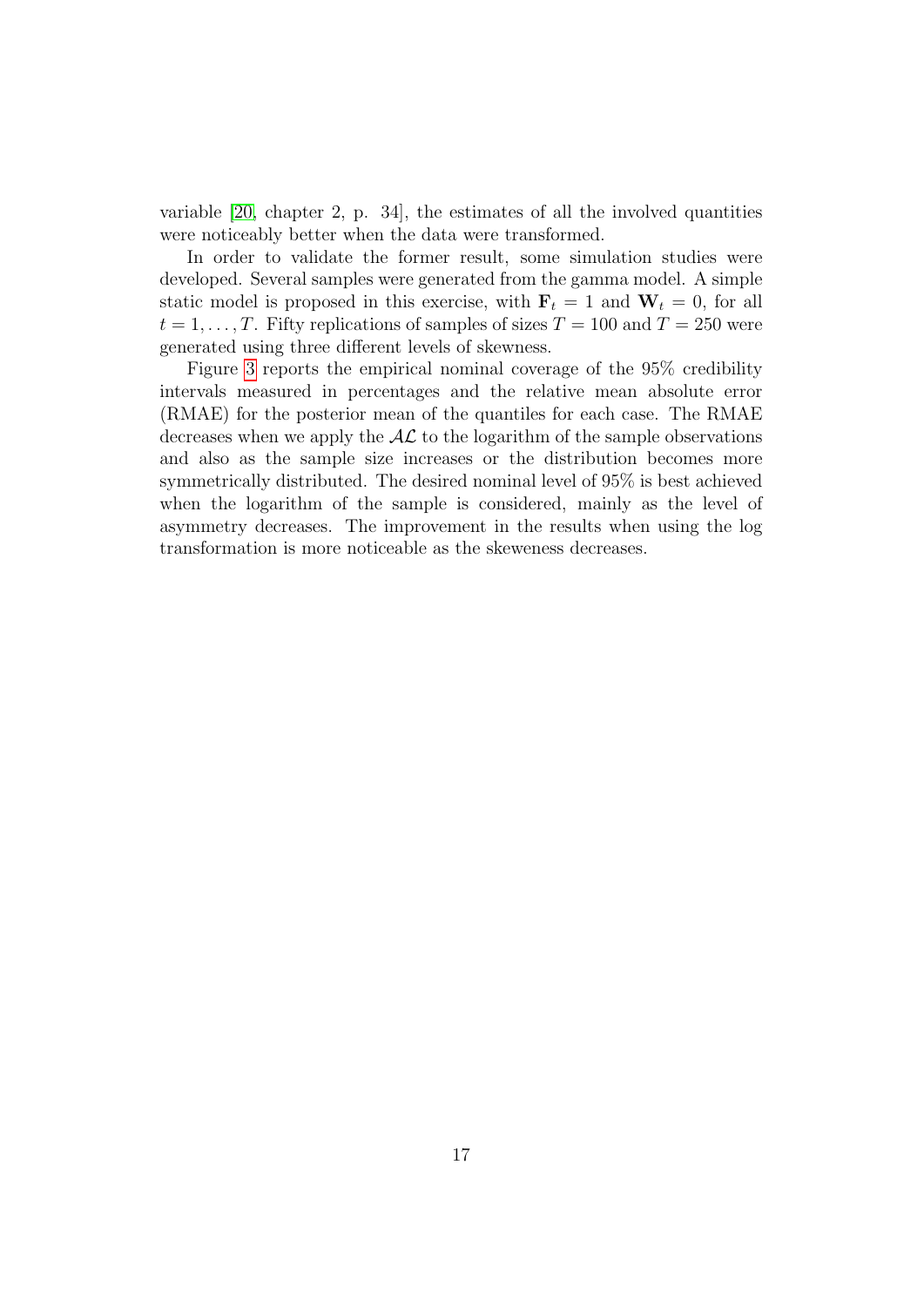variable [20, chapter 2, p. 34], the estimates of all the involved quantities were noticeably better when the data were transformed.

In order to validate the former result, some simulation studies were developed. Several samples were generated from the gamma model. A simple static model is proposed in this exercise, with $\mathbf{F}_t = 1$ and $\mathbf{W}_t = 0$, for all $t = 1, \ldots, T$. Fifty replications of samples of sizes $T = 100$ and $T = 250$ were generated using three different levels of skewness.

Figure 3 reports the empirical nominal coverage of the 95% credibility intervals measured in percentages and the relative mean absolute error (RMAE) for the posterior mean of the quantiles for each case. The RMAE decreases when we apply the $\mathcal{AL}$ to the logarithm of the sample observations and also as the sample size increases or the distribution becomes more symmetrically distributed. The desired nominal level of 95% is best achieved when the logarithm of the sample is considered, mainly as the level of asymmetry decreases. The improvement in the results when using the log transformation is more noticeable as the skeweness decreases.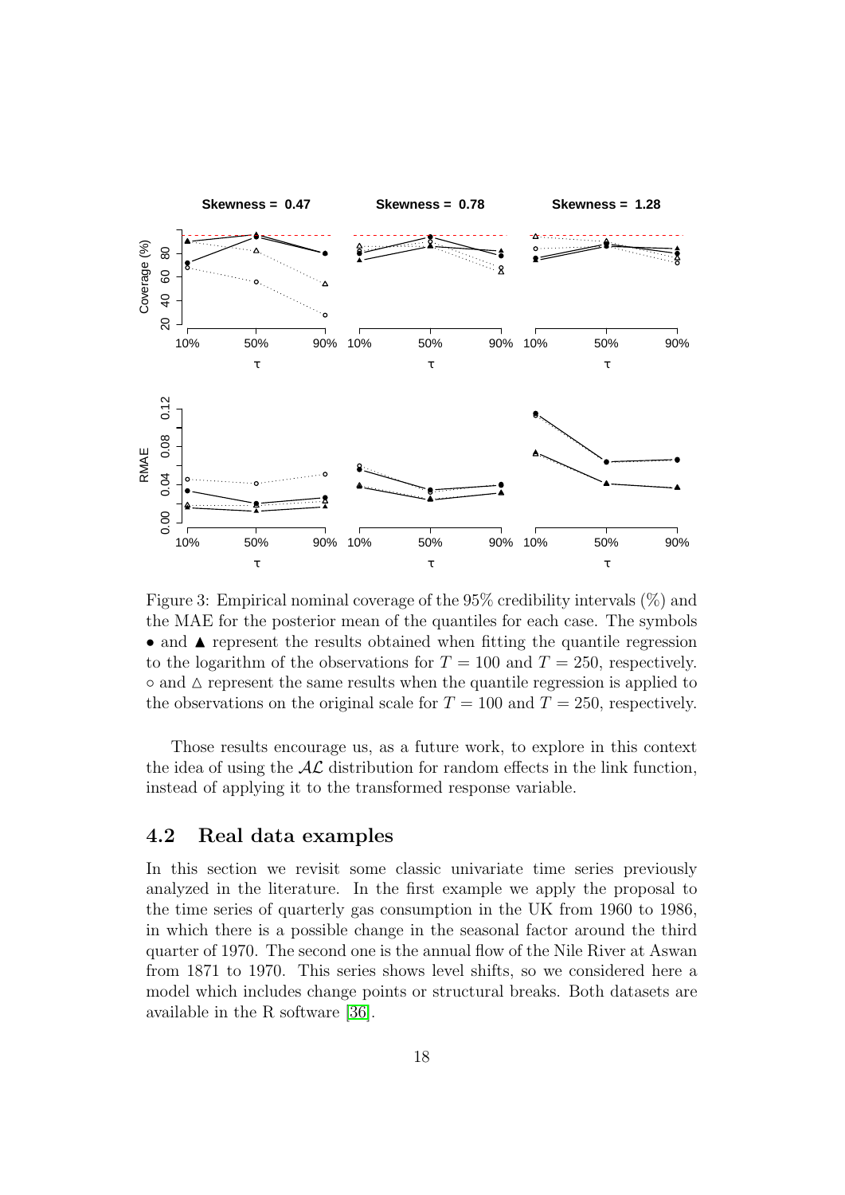Figure 3: Empirical nominal coverage of the 95% credibility intervals (%) and the MAE for the posterior mean of the quantiles for each case. The symbols • and ▲ represent the results obtained when fitting the quantile regression to the logarithm of the observations for $T = 100$ and $T = 250$, respectively. ○ and △ represent the same results when the quantile regression is applied to the observations on the original scale for $T = 100$ and $T = 250$, respectively.

Those results encourage us, as a future work, to explore in this context the idea of using the $\mathcal{AL}$ distribution for random effects in the link function, instead of applying it to the transformed response variable.

## 4.2 Real data examples

In this section we revisit some classic univariate time series previously analyzed in the literature. In the first example we apply the proposal to the time series of quarterly gas consumption in the UK from 1960 to 1986, in which there is a possible change in the seasonal factor around the third quarter of 1970. The second one is the annual flow of the Nile River at Aswan from 1871 to 1970. This series shows level shifts, so we considered here a model which includes change points or structural breaks. Both datasets are available in the R software [36].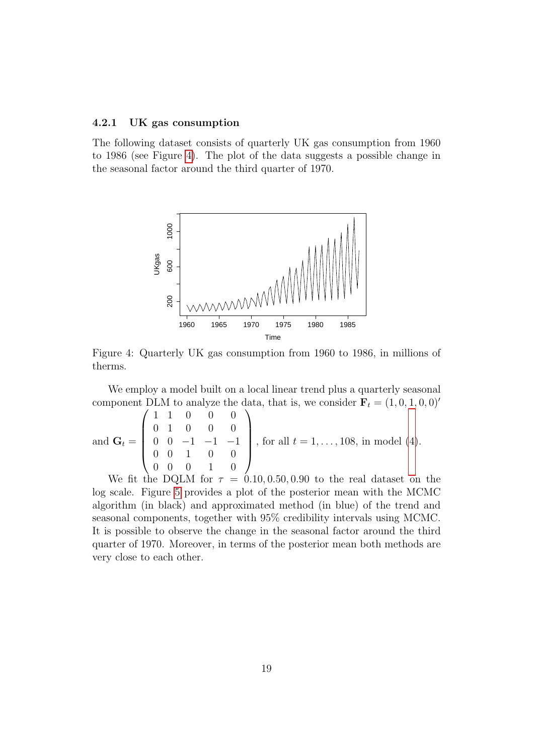### 4.2.1 UK gas consumption

The following dataset consists of quarterly UK gas consumption from 1960 to 1986 (see Figure 4). The plot of the data suggests a possible change in the seasonal factor around the third quarter of 1970.

Figure 4: Quarterly UK gas consumption from 1960 to 1986, in millions of therms.

We employ a model built on a local linear trend plus a quarterly seasonal component DLM to analyze the data, that is, we consider $\mathbf{F}_t = (1, 0, 1, 0, 0)'$ and $\mathbf{G}_t = \begin{pmatrix} 1 & 1 & 0 & 0 & 0 \\ 0 & 1 & 0 & 0 & 0 \\ 0 & 0 & -1 & -1 & -1 \\ 0 & 0 & 1 & 0 & 0 \\ 0 & 0 & 0 & 1 & 0 \end{pmatrix}$, for all $t = 1, \ldots, 108$, in model (4).

We fit the DQLM for $\tau = 0.10, 0.50, 0.90$ to the real dataset on the log scale. Figure 5 provides a plot of the posterior mean with the MCMC algorithm (in black) and approximated method (in blue) of the trend and seasonal components, together with 95% credibility intervals using MCMC. It is possible to observe the change in the seasonal factor around the third quarter of 1970. Moreover, in terms of the posterior mean both methods are very close to each other.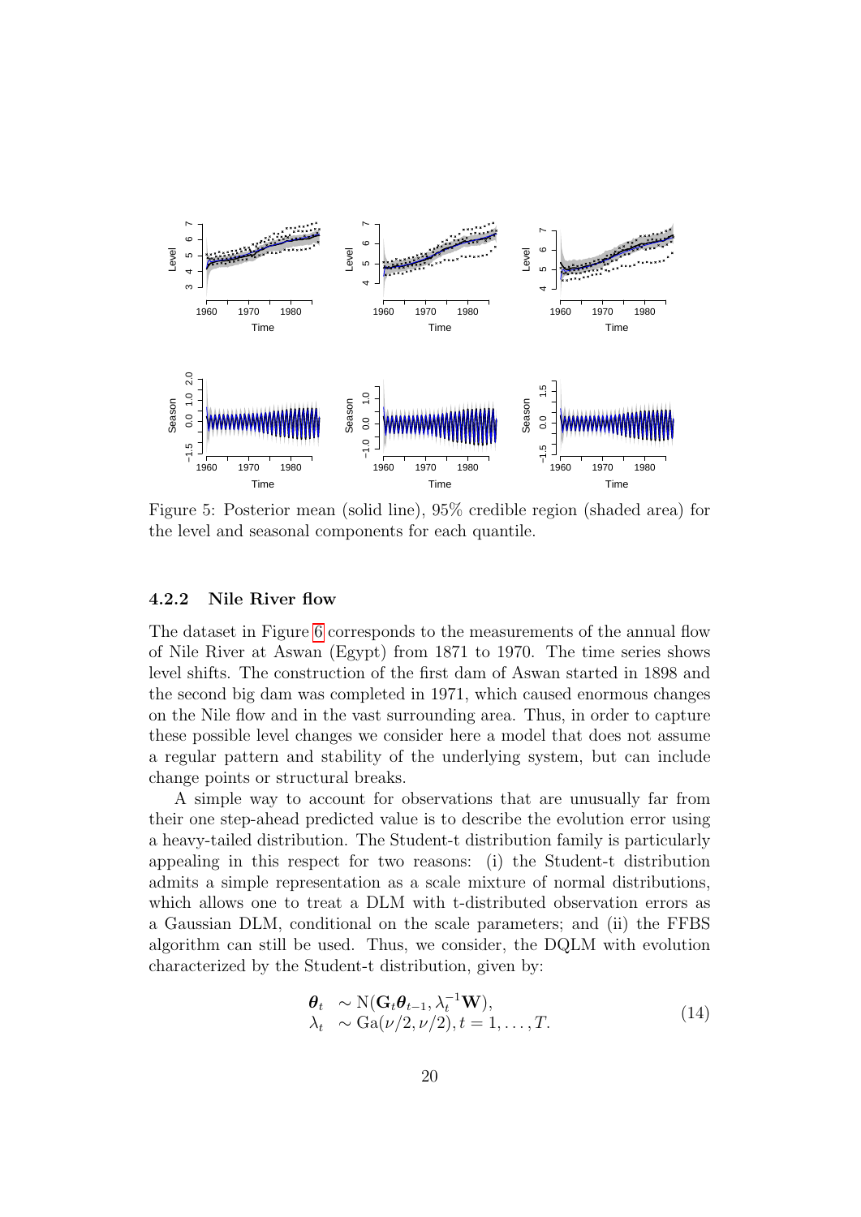Figure 5: Posterior mean (solid line), 95% credible region (shaded area) for the level and seasonal components for each quantile.

#### 4.2.2 Nile River flow

The dataset in Figure 6 corresponds to the measurements of the annual flow of Nile River at Aswan (Egypt) from 1871 to 1970. The time series shows level shifts. The construction of the first dam of Aswan started in 1898 and the second big dam was completed in 1971, which caused enormous changes on the Nile flow and in the vast surrounding area. Thus, in order to capture these possible level changes we consider here a model that does not assume a regular pattern and stability of the underlying system, but can include change points or structural breaks.

A simple way to account for observations that are unusually far from their one step-ahead predicted value is to describe the evolution error using a heavy-tailed distribution. The Student-t distribution family is particularly appealing in this respect for two reasons: (i) the Student-t distribution admits a simple representation as a scale mixture of normal distributions, which allows one to treat a DLM with t-distributed observation errors as a Gaussian DLM, conditional on the scale parameters; and (ii) the FFBS algorithm can still be used. Thus, we consider, the DQLM with evolution characterized by the Student-t distribution, given by:

$$
\begin{aligned}
\boldsymbol{\theta}_t &\sim \mathrm{N}(\mathbf{G}_t\boldsymbol{\theta}_{t-1}, \lambda_t^{-1}\mathbf{W}), \\
\lambda_t &\sim \mathrm{Ga}(\nu/2, \nu/2), t = 1, \ldots, T.
\end{aligned} \tag{14}
$$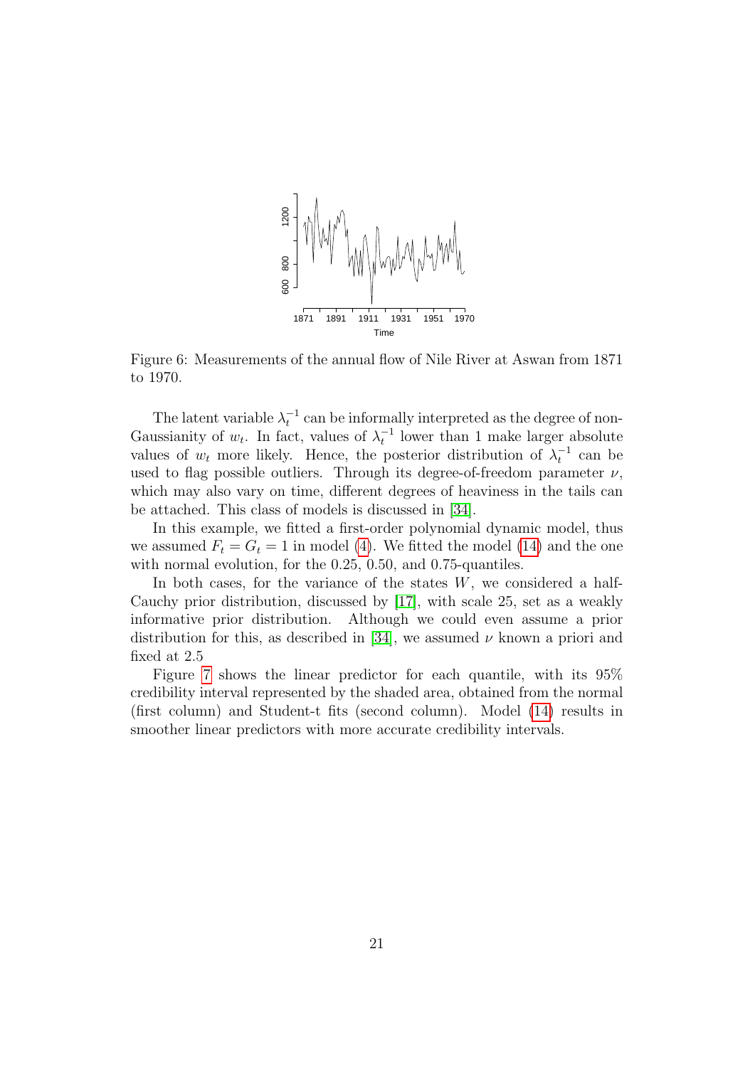Figure 6: Measurements of the annual flow of Nile River at Aswan from 1871 to 1970.

The latent variable $\lambda_t^{-1}$ can be informally interpreted as the degree of non-Gaussianity of $w_t$. In fact, values of $\lambda_t^{-1}$ lower than 1 make larger absolute values of $w_t$ more likely. Hence, the posterior distribution of $\lambda_t^{-1}$ can be used to flag possible outliers. Through its degree-of-freedom parameter $\nu$, which may also vary on time, different degrees of heaviness in the tails can be attached. This class of models is discussed in [34].

In this example, we fitted a first-order polynomial dynamic model, thus we assumed $F_t = G_t = 1$ in model (4). We fitted the model (14) and the one with normal evolution, for the 0.25, 0.50, and 0.75-quantiles.

In both cases, for the variance of the states $W$, we considered a half-Cauchy prior distribution, discussed by [17], with scale 25, set as a weakly informative prior distribution. Although we could even assume a prior distribution for this, as described in [34], we assumed $\nu$ known a priori and fixed at 2.5

Figure 7 shows the linear predictor for each quantile, with its 95% credibility interval represented by the shaded area, obtained from the normal (first column) and Student-t fits (second column). Model (14) results in smoother linear predictors with more accurate credibility intervals.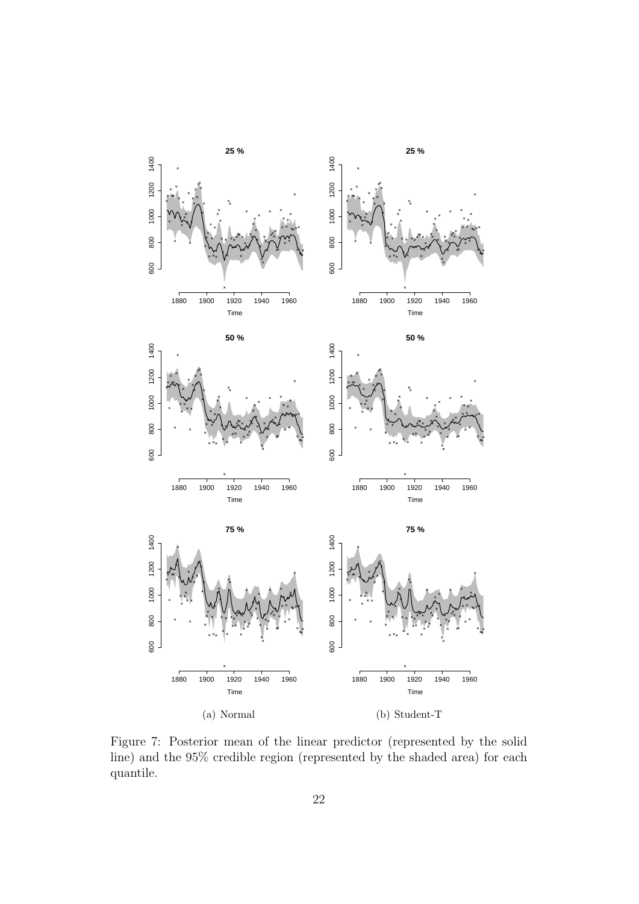(a) Normal

(b) Student-T

Figure 7: Posterior mean of the linear predictor (represented by the solid line) and the 95% credible region (represented by the shaded area) for each quantile.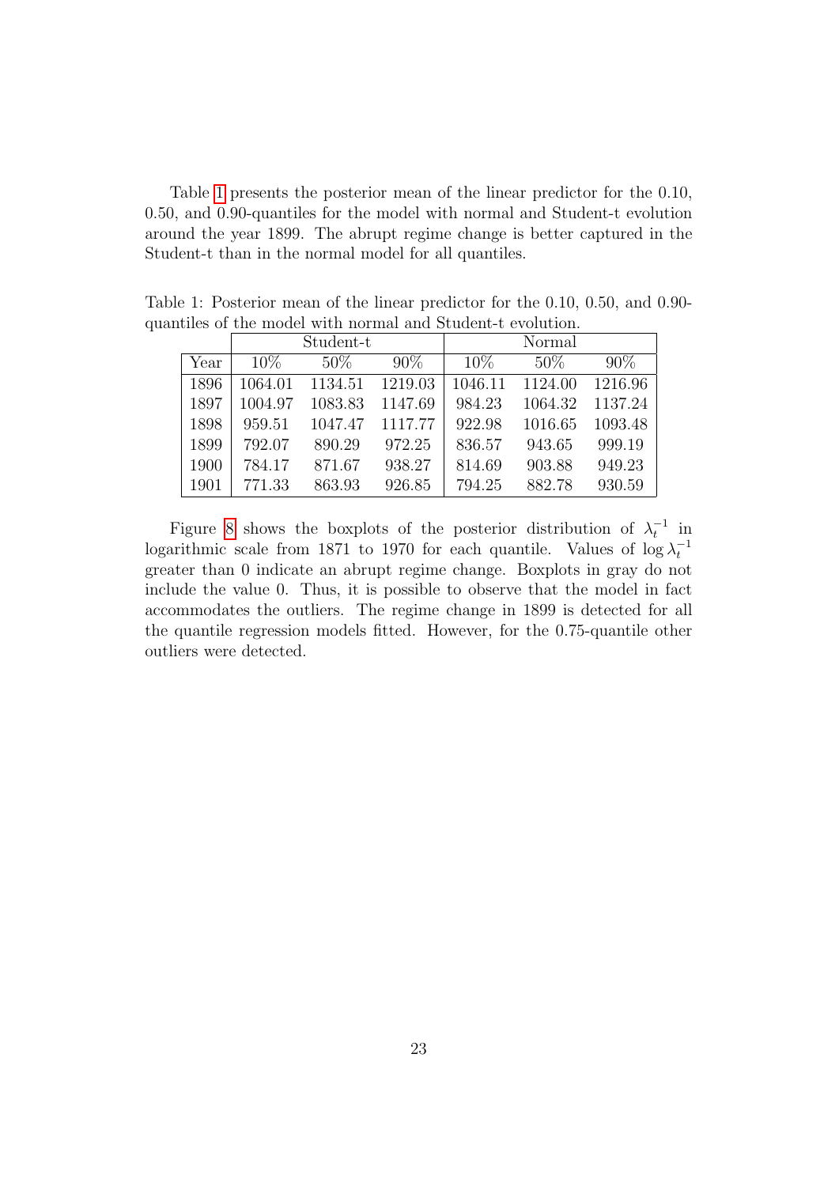Table 1 presents the posterior mean of the linear predictor for the 0.10, 0.50, and 0.90-quantiles for the model with normal and Student-t evolution around the year 1899. The abrupt regime change is better captured in the Student-t than in the normal model for all quantiles.

Table 1: Posterior mean of the linear predictor for the 0.10, 0.50, and 0.90-quantiles of the model with normal and Student-t evolution.

| | Student-t | | | Normal | | |
|---|---|---|---|---|---|---|
| Year | 10% | 50% | 90% | 10% | 50% | 90% |
| 1896 | 1064.01 | 1134.51 | 1219.03 | 1046.11 | 1124.00 | 1216.96 |
| 1897 | 1004.97 | 1083.83 | 1147.69 | 984.23 | 1064.32 | 1137.24 |
| 1898 | 959.51 | 1047.47 | 1117.77 | 922.98 | 1016.65 | 1093.48 |
| 1899 | 792.07 | 890.29 | 972.25 | 836.57 | 943.65 | 999.19 |
| 1900 | 784.17 | 871.67 | 938.27 | 814.69 | 903.88 | 949.23 |
| 1901 | 771.33 | 863.93 | 926.85 | 794.25 | 882.78 | 930.59 |

Figure 8 shows the boxplots of the posterior distribution of $\lambda_t^{-1}$ in logarithmic scale from 1871 to 1970 for each quantile. Values of $\log \lambda_t^{-1}$ greater than 0 indicate an abrupt regime change. Boxplots in gray do not include the value 0. Thus, it is possible to observe that the model in fact accommodates the outliers. The regime change in 1899 is detected for all the quantile regression models fitted. However, for the 0.75-quantile other outliers were detected.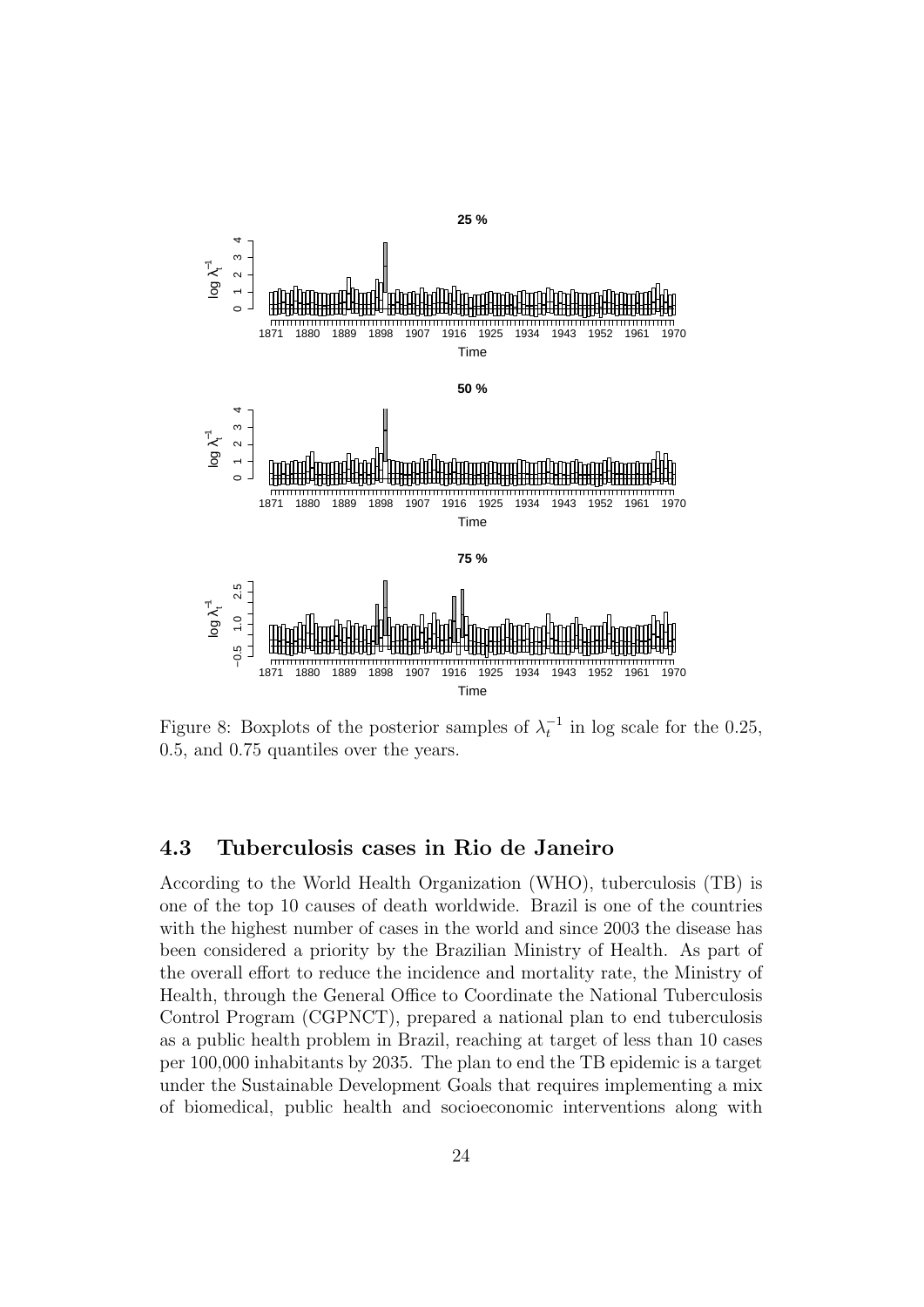Figure 8: Boxplots of the posterior samples of $\lambda_t^{-1}$ in log scale for the 0.25, 0.5, and 0.75 quantiles over the years.

### 4.3 Tuberculosis cases in Rio de Janeiro

According to the World Health Organization (WHO), tuberculosis (TB) is one of the top 10 causes of death worldwide. Brazil is one of the countries with the highest number of cases in the world and since 2003 the disease has been considered a priority by the Brazilian Ministry of Health. As part of the overall effort to reduce the incidence and mortality rate, the Ministry of Health, through the General Office to Coordinate the National Tuberculosis Control Program (CGPNCT), prepared a national plan to end tuberculosis as a public health problem in Brazil, reaching at target of less than 10 cases per 100,000 inhabitants by 2035. The plan to end the TB epidemic is a target under the Sustainable Development Goals that requires implementing a mix of biomedical, public health and socioeconomic interventions along with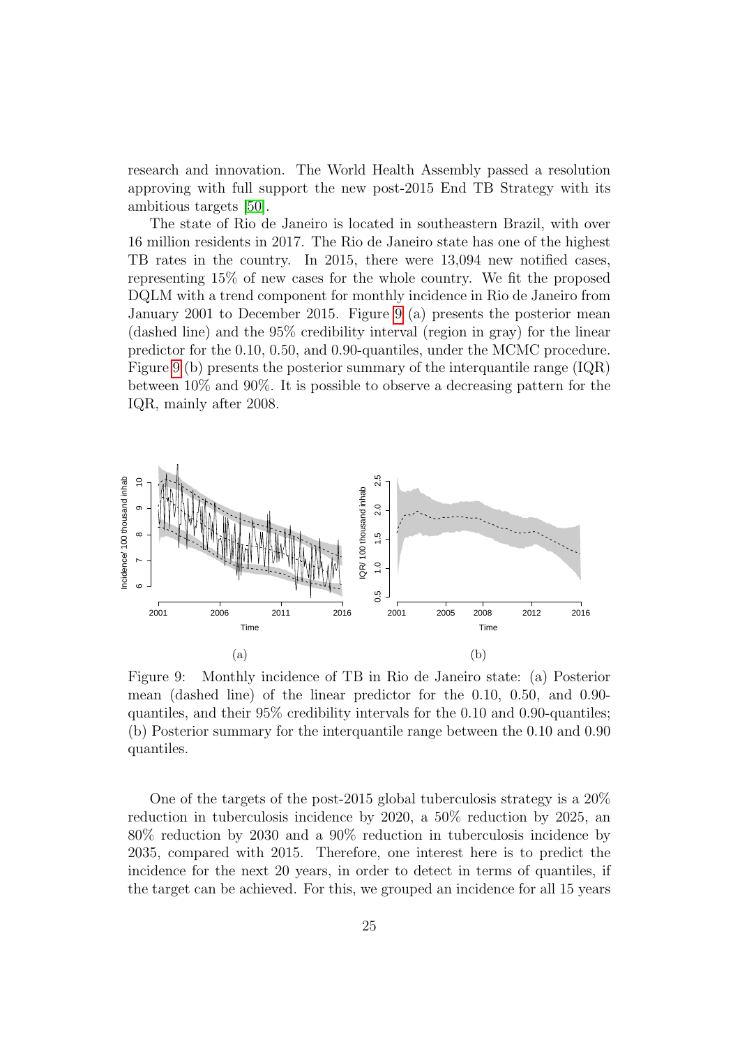research and innovation. The World Health Assembly passed a resolution approving with full support the new post-2015 End TB Strategy with its ambitious targets [50].

The state of Rio de Janeiro is located in southeastern Brazil, with over 16 million residents in 2017. The Rio de Janeiro state has one of the highest TB rates in the country. In 2015, there were 13,094 new notified cases, representing 15% of new cases for the whole country. We fit the proposed DQLM with a trend component for monthly incidence in Rio de Janeiro from January 2001 to December 2015. Figure 9 (a) presents the posterior mean (dashed line) and the 95% credibility interval (region in gray) for the linear predictor for the 0.10, 0.50, and 0.90-quantiles, under the MCMC procedure. Figure 9 (b) presents the posterior summary of the interquantile range (IQR) between 10% and 90%. It is possible to observe a decreasing pattern for the IQR, mainly after 2008.

(a) (b)

Figure 9: Monthly incidence of TB in Rio de Janeiro state: (a) Posterior mean (dashed line) of the linear predictor for the 0.10, 0.50, and 0.90-quantiles, and their 95% credibility intervals for the 0.10 and 0.90-quantiles; (b) Posterior summary for the interquantile range between the 0.10 and 0.90 quantiles.

One of the targets of the post-2015 global tuberculosis strategy is a 20% reduction in tuberculosis incidence by 2020, a 50% reduction by 2025, an 80% reduction by 2030 and a 90% reduction in tuberculosis incidence by 2035, compared with 2015. Therefore, one interest here is to predict the incidence for the next 20 years, in order to detect in terms of quantiles, if the target can be achieved. For this, we grouped an incidence for all 15 years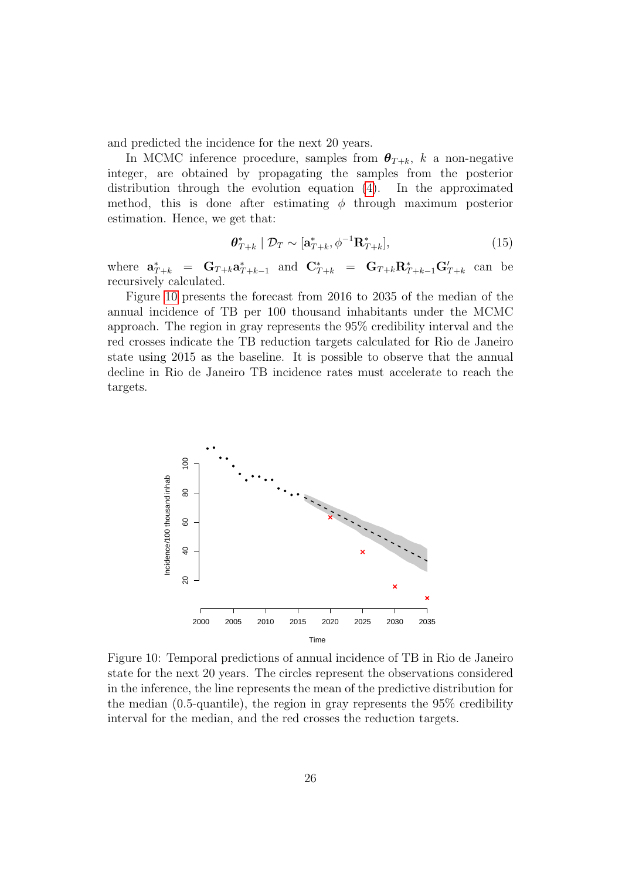and predicted the incidence for the next 20 years.

In MCMC inference procedure, samples from $\boldsymbol{\theta}_{T+k}$, $k$ a non-negative integer, are obtained by propagating the samples from the posterior distribution through the evolution equation (4). In the approximated method, this is done after estimating $\phi$ through maximum posterior estimation. Hence, we get that:

$$\boldsymbol{\theta}^*_{T+k} \mid \mathcal{D}_T \sim [\mathbf{a}^*_{T+k}, \phi^{-1}\mathbf{R}^*_{T+k}], \tag{15}$$

where $\mathbf{a}^*_{T+k} = \mathbf{G}_{T+k}\mathbf{a}^*_{T+k-1}$ and $\mathbf{C}^*_{T+k} = \mathbf{G}_{T+k}\mathbf{R}^*_{T+k-1}\mathbf{G}'_{T+k}$ can be recursively calculated.

Figure 10 presents the forecast from 2016 to 2035 of the median of the annual incidence of TB per 100 thousand inhabitants under the MCMC approach. The region in gray represents the 95% credibility interval and the red crosses indicate the TB reduction targets calculated for Rio de Janeiro state using 2015 as the baseline. It is possible to observe that the annual decline in Rio de Janeiro TB incidence rates must accelerate to reach the targets.

Figure 10: Temporal predictions of annual incidence of TB in Rio de Janeiro state for the next 20 years. The circles represent the observations considered in the inference, the line represents the mean of the predictive distribution for the median (0.5-quantile), the region in gray represents the 95% credibility interval for the median, and the red crosses the reduction targets.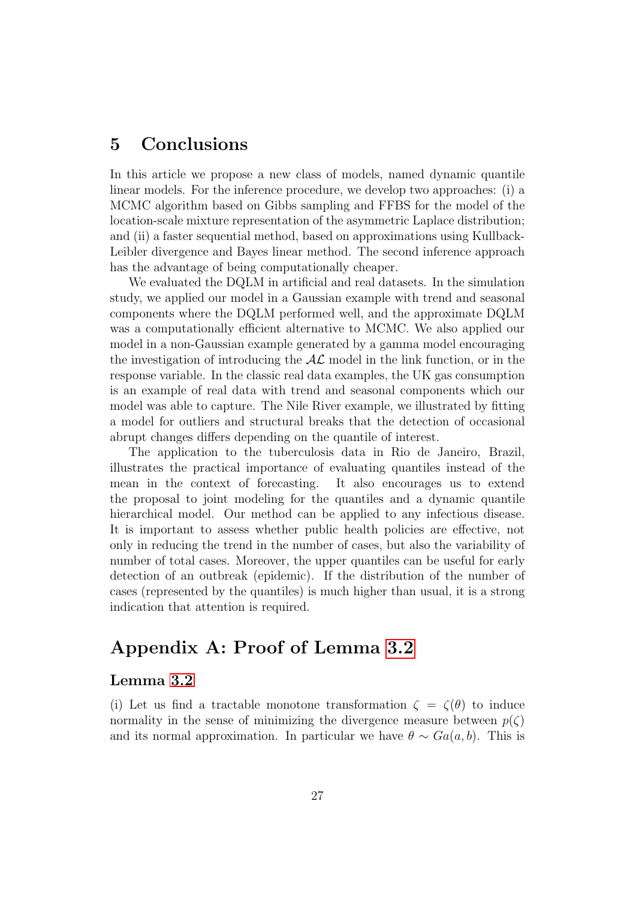## 5 Conclusions

In this article we propose a new class of models, named dynamic quantile linear models. For the inference procedure, we develop two approaches: (i) a MCMC algorithm based on Gibbs sampling and FFBS for the model of the location-scale mixture representation of the asymmetric Laplace distribution; and (ii) a faster sequential method, based on approximations using Kullback-Leibler divergence and Bayes linear method. The second inference approach has the advantage of being computationally cheaper.

We evaluated the DQLM in artificial and real datasets. In the simulation study, we applied our model in a Gaussian example with trend and seasonal components where the DQLM performed well, and the approximate DQLM was a computationally efficient alternative to MCMC. We also applied our model in a non-Gaussian example generated by a gamma model encouraging the investigation of introducing the $\mathcal{AL}$ model in the link function, or in the response variable. In the classic real data examples, the UK gas consumption is an example of real data with trend and seasonal components which our model was able to capture. The Nile River example, we illustrated by fitting a model for outliers and structural breaks that the detection of occasional abrupt changes differs depending on the quantile of interest.

The application to the tuberculosis data in Rio de Janeiro, Brazil, illustrates the practical importance of evaluating quantiles instead of the mean in the context of forecasting. It also encourages us to extend the proposal to joint modeling for the quantiles and a dynamic quantile hierarchical model. Our method can be applied to any infectious disease. It is important to assess whether public health policies are effective, not only in reducing the trend in the number of cases, but also the variability of number of total cases. Moreover, the upper quantiles can be useful for early detection of an outbreak (epidemic). If the distribution of the number of cases (represented by the quantiles) is much higher than usual, it is a strong indication that attention is required.

## Appendix A: Proof of Lemma 3.2

### Lemma 3.2

(i) Let us find a tractable monotone transformation $\zeta = \zeta(\theta)$ to induce normality in the sense of minimizing the divergence measure between $p(\zeta)$ and its normal approximation. In particular we have $\theta \sim Ga(a, b)$. This is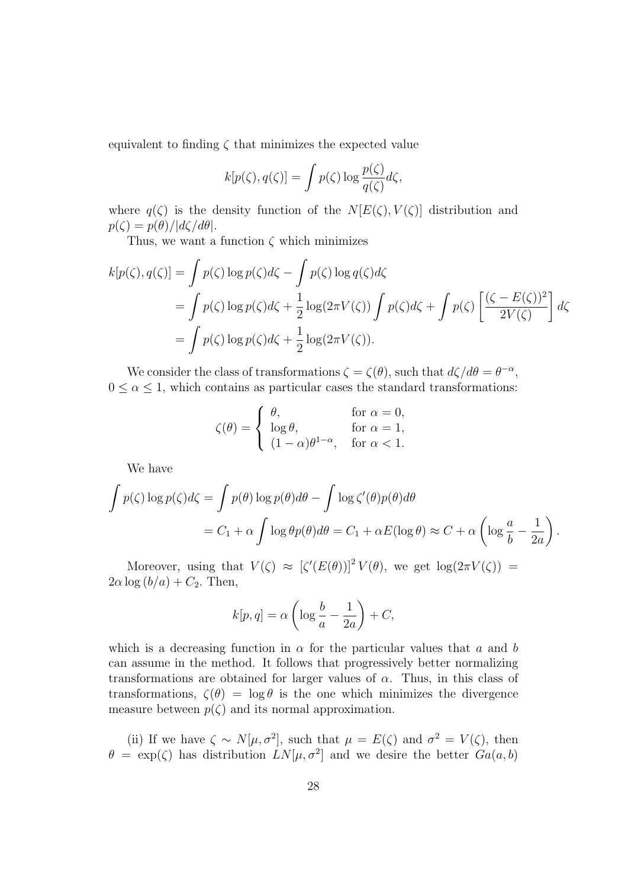equivalent to finding $\zeta$ that minimizes the expected value

$$k[p(\zeta), q(\zeta)] = \int p(\zeta) \log \frac{p(\zeta)}{q(\zeta)} d\zeta,$$

where $q(\zeta)$ is the density function of the $N[E(\zeta), V(\zeta)]$ distribution and $p(\zeta) = p(\theta)/|d\zeta/d\theta|$.

Thus, we want a function $\zeta$ which minimizes

$$\begin{aligned}
k[p(\zeta), q(\zeta)] &= \int p(\zeta) \log p(\zeta) d\zeta - \int p(\zeta) \log q(\zeta) d\zeta \\
&= \int p(\zeta) \log p(\zeta) d\zeta + \frac{1}{2} \log(2\pi V(\zeta)) \int p(\zeta) d\zeta + \int p(\zeta) \left[ \frac{(\zeta - E(\zeta))^2}{2V(\zeta)} \right] d\zeta \\
&= \int p(\zeta) \log p(\zeta) d\zeta + \frac{1}{2} \log(2\pi V(\zeta)).
\end{aligned}$$

We consider the class of transformations $\zeta = \zeta(\theta)$, such that $d\zeta/d\theta = \theta^{-\alpha}$, $0 \leq \alpha \leq 1$, which contains as particular cases the standard transformations:

$$\zeta(\theta) = \begin{cases} \theta, & \text{for } \alpha = 0, \\ \log \theta, & \text{for } \alpha = 1, \\ (1-\alpha)\theta^{1-\alpha}, & \text{for } \alpha < 1. \end{cases}$$

We have

$$\begin{aligned}
\int p(\zeta) \log p(\zeta) d\zeta &= \int p(\theta) \log p(\theta) d\theta - \int \log \zeta'(\theta) p(\theta) d\theta \\
&= C_1 + \alpha \int \log \theta p(\theta) d\theta = C_1 + \alpha E(\log \theta) \approx C + \alpha \left( \log \frac{a}{b} - \frac{1}{2a} \right).
\end{aligned}$$

Moreover, using that $V(\zeta) \approx [\zeta'(E(\theta))]^2 V(\theta)$, we get $\log(2\pi V(\zeta)) = 2\alpha \log(b/a) + C_2$. Then,

$$k[p, q] = \alpha \left( \log \frac{b}{a} - \frac{1}{2a} \right) + C,$$

which is a decreasing function in $\alpha$ for the particular values that $a$ and $b$ can assume in the method. It follows that progressively better normalizing transformations are obtained for larger values of $\alpha$. Thus, in this class of transformations, $\zeta(\theta) = \log \theta$ is the one which minimizes the divergence measure between $p(\zeta)$ and its normal approximation.

(ii) If we have $\zeta \sim N[\mu, \sigma^2]$, such that $\mu = E(\zeta)$ and $\sigma^2 = V(\zeta)$, then $\theta = \exp(\zeta)$ has distribution $LN[\mu, \sigma^2]$ and we desire the better $Ga(a, b)$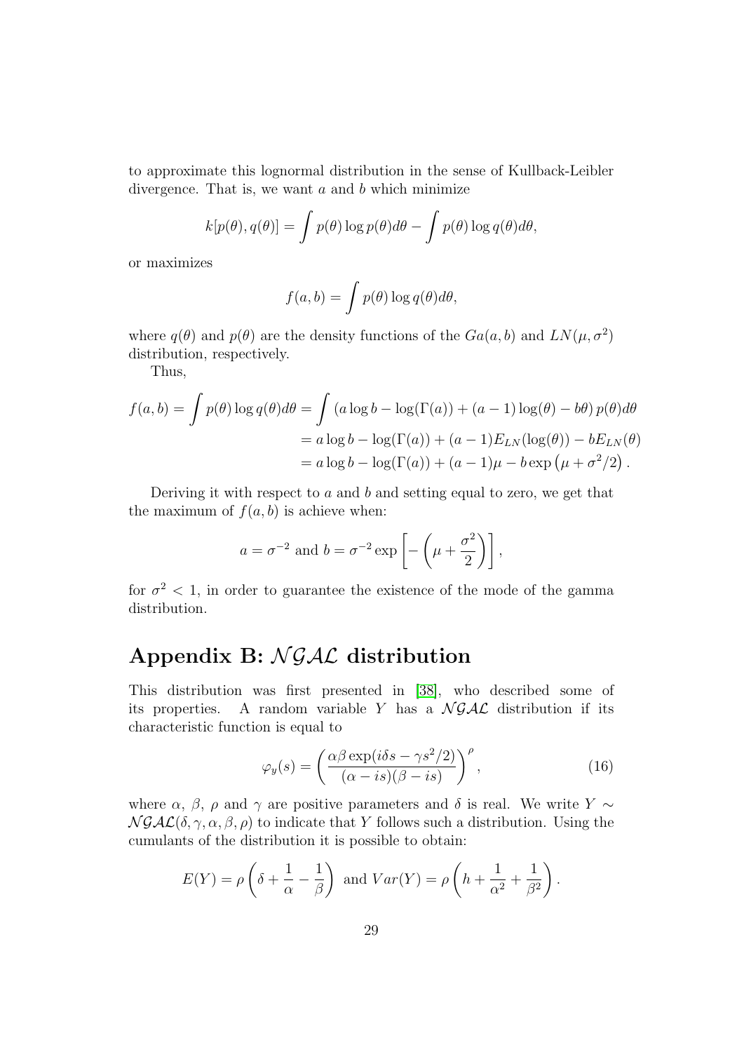to approximate this lognormal distribution in the sense of Kullback-Leibler divergence. That is, we want $a$ and $b$ which minimize

$$k[p(\theta), q(\theta)] = \int p(\theta) \log p(\theta) d\theta - \int p(\theta) \log q(\theta) d\theta,$$

or maximizes

$$f(a, b) = \int p(\theta) \log q(\theta) d\theta,$$

where $q(\theta)$ and $p(\theta)$ are the density functions of the $Ga(a, b)$ and $LN(\mu, \sigma^2)$ distribution, respectively.

Thus,

$$\begin{aligned}
f(a, b) = \int p(\theta) \log q(\theta) d\theta &= \int \left(a \log b - \log(\Gamma(a)) + (a-1)\log(\theta) - b\theta\right) p(\theta) d\theta \\
&= a \log b - \log(\Gamma(a)) + (a-1) E_{LN}(\log(\theta)) - b E_{LN}(\theta) \\
&= a \log b - \log(\Gamma(a)) + (a-1)\mu - b \exp\left(\mu + \sigma^2/2\right).
\end{aligned}$$

Deriving it with respect to $a$ and $b$ and setting equal to zero, we get that the maximum of $f(a, b)$ is achieve when:

$$a = \sigma^{-2} \text{ and } b = \sigma^{-2} \exp\left[-\left(\mu + \frac{\sigma^2}{2}\right)\right],$$

for $\sigma^2 < 1$, in order to guarantee the existence of the mode of the gamma distribution.

# Appendix B: $\mathcal{NGAL}$ distribution

This distribution was first presented in [38], who described some of its properties. A random variable $Y$ has a $\mathcal{NGAL}$ distribution if its characteristic function is equal to

$$\varphi_y(s) = \left(\frac{\alpha\beta \exp(i\delta s - \gamma s^2/2)}{(\alpha - is)(\beta - is)}\right)^\rho, \tag{16}$$

where $\alpha$, $\beta$, $\rho$ and $\gamma$ are positive parameters and $\delta$ is real. We write $Y \sim \mathcal{NGAL}(\delta, \gamma, \alpha, \beta, \rho)$ to indicate that $Y$ follows such a distribution. Using the cumulants of the distribution it is possible to obtain:

$$E(Y) = \rho\left(\delta + \frac{1}{\alpha} - \frac{1}{\beta}\right) \text{ and } Var(Y) = \rho\left(h + \frac{1}{\alpha^2} + \frac{1}{\beta^2}\right).$$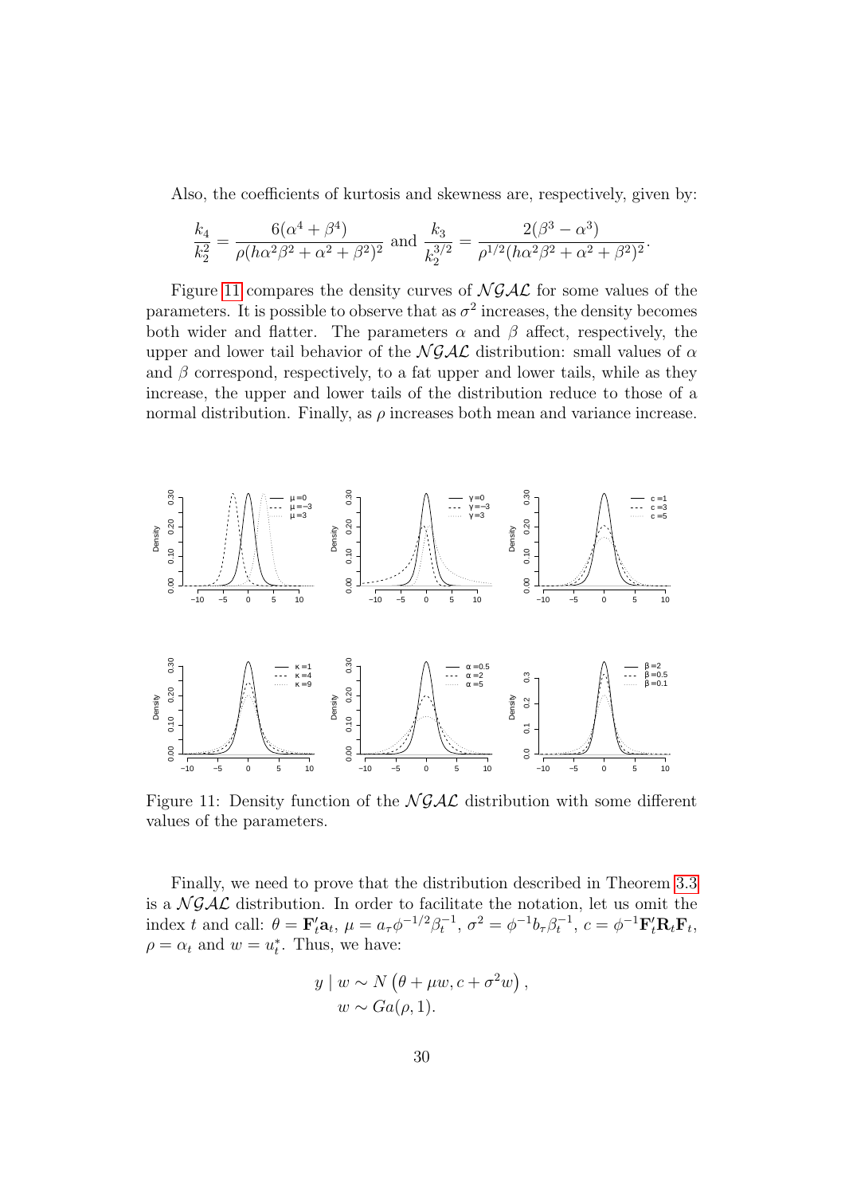Also, the coefficients of kurtosis and skewness are, respectively, given by:

$$\frac{k_4}{k_2^2} = \frac{6(\alpha^4 + \beta^4)}{\rho(h\alpha^2\beta^2 + \alpha^2 + \beta^2)^2} \text{ and } \frac{k_3}{k_2^{3/2}} = \frac{2(\beta^3 - \alpha^3)}{\rho^{1/2}(h\alpha^2\beta^2 + \alpha^2 + \beta^2)^2}.$$

Figure 11 compares the density curves of $\mathcal{NGAL}$ for some values of the parameters. It is possible to observe that as $\sigma^2$ increases, the density becomes both wider and flatter. The parameters $\alpha$ and $\beta$ affect, respectively, the upper and lower tail behavior of the $\mathcal{NGAL}$ distribution: small values of $\alpha$ and $\beta$ correspond, respectively, to a fat upper and lower tails, while as they increase, the upper and lower tails of the distribution reduce to those of a normal distribution. Finally, as $\rho$ increases both mean and variance increase.

Figure 11: Density function of the $\mathcal{NGAL}$ distribution with some different values of the parameters.

Finally, we need to prove that the distribution described in Theorem 3.3 is a $\mathcal{NGAL}$ distribution. In order to facilitate the notation, let us omit the index $t$ and call: $\theta = \mathbf{F}_t'\mathbf{a}_t$, $\mu = a_\tau \phi^{-1/2}\beta_t^{-1}$, $\sigma^2 = \phi^{-1}b_\tau\beta_t^{-1}$, $c = \phi^{-1}\mathbf{F}_t'\mathbf{R}_t\mathbf{F}_t$, $\rho = \alpha_t$ and $w = u_t^*$. Thus, we have:

$$y \mid w \sim N\left(\theta + \mu w, c + \sigma^2 w\right),$$
$$w \sim Ga(\rho, 1).$$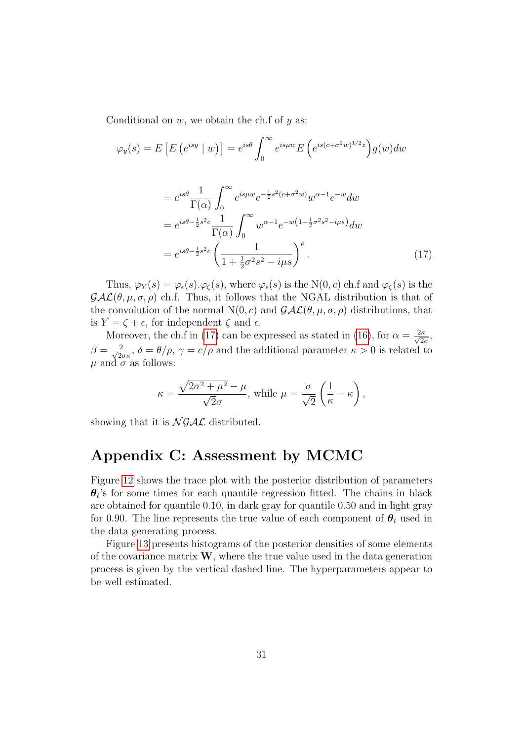Conditional on $w$, we obtain the ch.f of $y$ as:

$$\varphi_y(s) = E\left[E\left(e^{isy} \mid w\right)\right] = e^{is\theta} \int_0^\infty e^{is\mu w} E\left(e^{is(c+\sigma^2 w)^{1/2} z}\right) g(w) dw$$

$$\begin{aligned}
&= e^{is\theta} \frac{1}{\Gamma(\alpha)} \int_0^\infty e^{is\mu w} e^{-\frac{1}{2}s^2(c+\sigma^2 w)} w^{\alpha-1} e^{-w} dw \\
&= e^{is\theta - \frac{1}{2}s^2 c} \frac{1}{\Gamma(\alpha)} \int_0^\infty w^{\alpha-1} e^{-w\left(1+\frac{1}{2}\sigma^2 s^2 - i\mu s\right)} dw \\
&= e^{is\theta - \frac{1}{2}s^2 c} \left(\frac{1}{1+\frac{1}{2}\sigma^2 s^2 - i\mu s}\right)^\rho. \qquad (17)
\end{aligned}$$

Thus, $\varphi_Y(s) = \varphi_\epsilon(s).\varphi_\zeta(s)$, where $\varphi_\epsilon(s)$ is the $\mathrm{N}(0, c)$ ch.f and $\varphi_\zeta(s)$ is the $\mathcal{GAL}(\theta, \mu, \sigma, \rho)$ ch.f. Thus, it follows that the NGAL distribution is that of the convolution of the normal $\mathrm{N}(0, c)$ and $\mathcal{GAL}(\theta, \mu, \sigma, \rho)$ distributions, that is $Y = \zeta + \epsilon$, for independent $\zeta$ and $\epsilon$.

Moreover, the ch.f in (17) can be expressed as stated in (16), for $\alpha = \frac{2\kappa}{\sqrt{2}\sigma}$, $\beta = \frac{2}{\sqrt{2}\sigma\kappa}$, $\delta = \theta/\rho$, $\gamma = c/\rho$ and the additional parameter $\kappa > 0$ is related to $\mu$ and $\sigma$ as follows:

$$\kappa = \frac{\sqrt{2\sigma^2 + \mu^2} - \mu}{\sqrt{2}\sigma}, \text{ while } \mu = \frac{\sigma}{\sqrt{2}}\left(\frac{1}{\kappa} - \kappa\right),$$

showing that it is $\mathcal{NGAL}$ distributed.

# Appendix C: Assessment by MCMC

Figure 12 shows the trace plot with the posterior distribution of parameters $\boldsymbol{\theta}_t$'s for some times for each quantile regression fitted. The chains in black are obtained for quantile 0.10, in dark gray for quantile 0.50 and in light gray for 0.90. The line represents the true value of each component of $\boldsymbol{\theta}_t$ used in the data generating process.

Figure 13 presents histograms of the posterior densities of some elements of the covariance matrix $\mathbf{W}$, where the true value used in the data generation process is given by the vertical dashed line. The hyperparameters appear to be well estimated.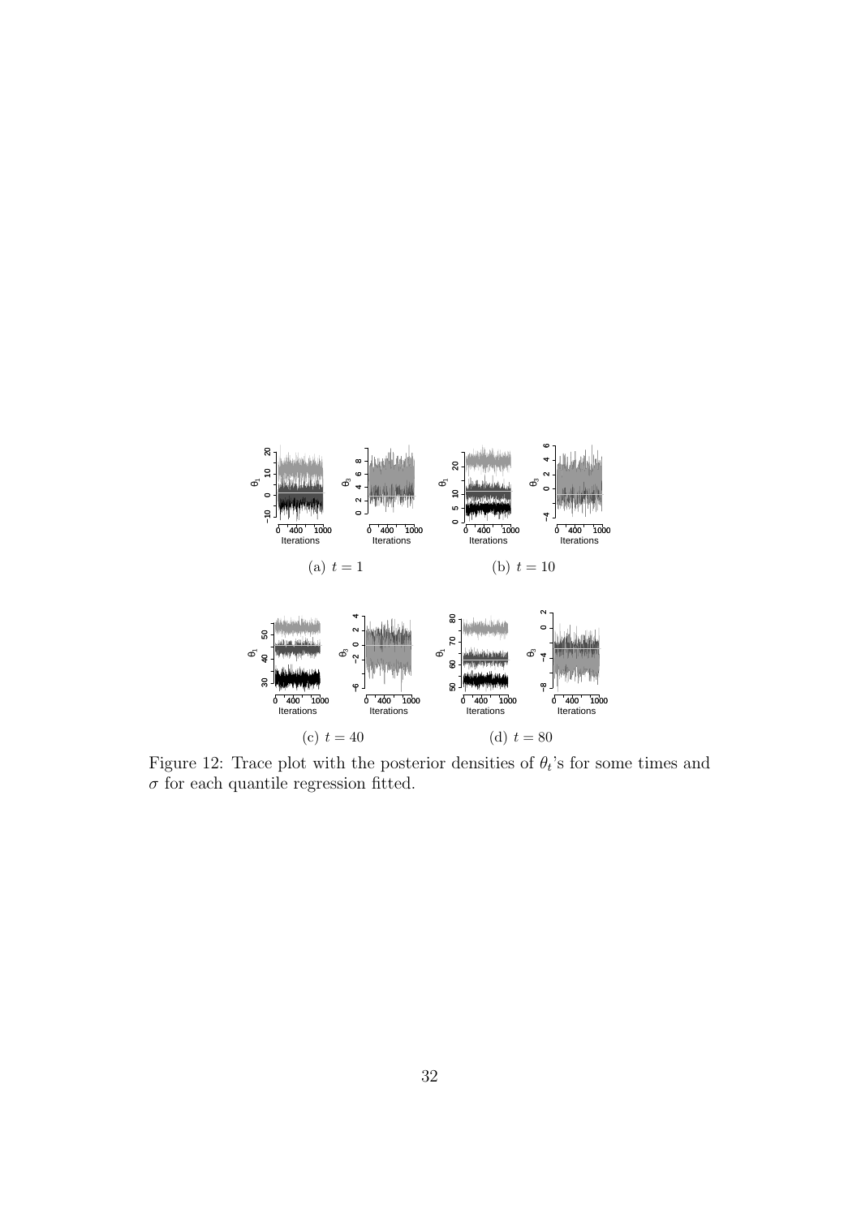(a) $t = 1$

(b) $t = 10$

(c) $t = 40$

(d) $t = 80$

Figure 12: Trace plot with the posterior densities of $\theta_t$'s for some times and $\sigma$ for each quantile regression fitted.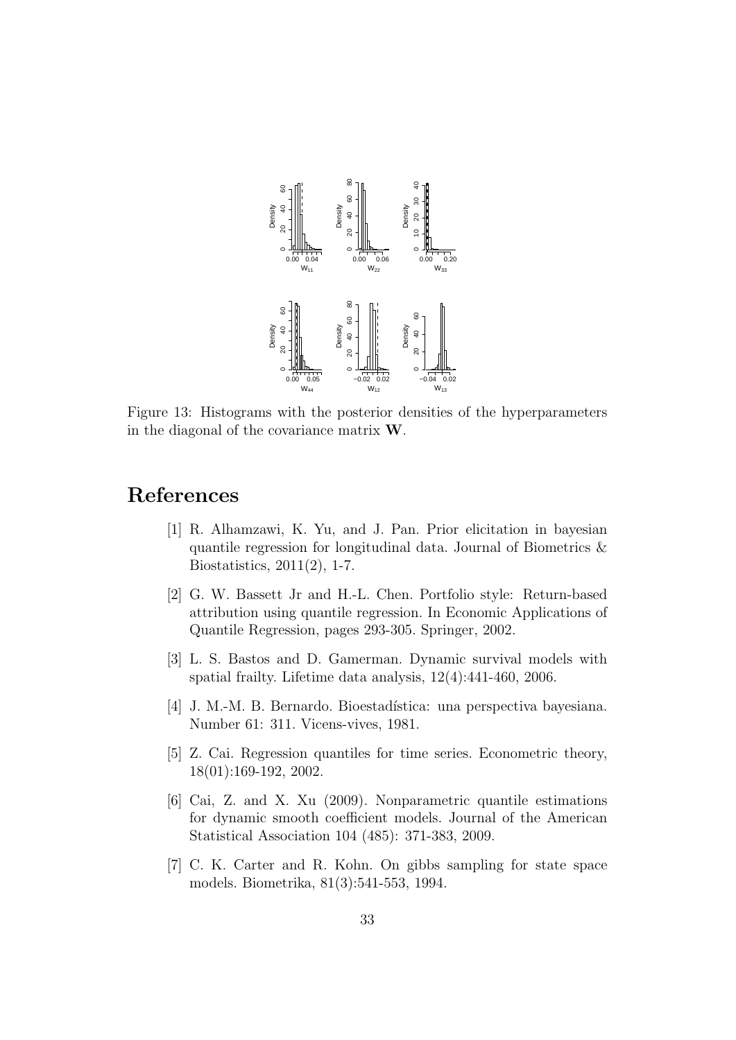Figure 13: Histograms with the posterior densities of the hyperparameters in the diagonal of the covariance matrix $\mathbf{W}$.

# References

[1] R. Alhamzawi, K. Yu, and J. Pan. Prior elicitation in bayesian quantile regression for longitudinal data. Journal of Biometrics & Biostatistics, 2011(2), 1-7.

[2] G. W. Bassett Jr and H.-L. Chen. Portfolio style: Return-based attribution using quantile regression. In Economic Applications of Quantile Regression, pages 293-305. Springer, 2002.

[3] L. S. Bastos and D. Gamerman. Dynamic survival models with spatial frailty. Lifetime data analysis, 12(4):441-460, 2006.

[4] J. M.-M. B. Bernardo. Bioestadística: una perspectiva bayesiana. Number 61: 311. Vicens-vives, 1981.

[5] Z. Cai. Regression quantiles for time series. Econometric theory, 18(01):169-192, 2002.

[6] Cai, Z. and X. Xu (2009). Nonparametric quantile estimations for dynamic smooth coefficient models. Journal of the American Statistical Association 104 (485): 371-383, 2009.

[7] C. K. Carter and R. Kohn. On gibbs sampling for state space models. Biometrika, 81(3):541-553, 1994.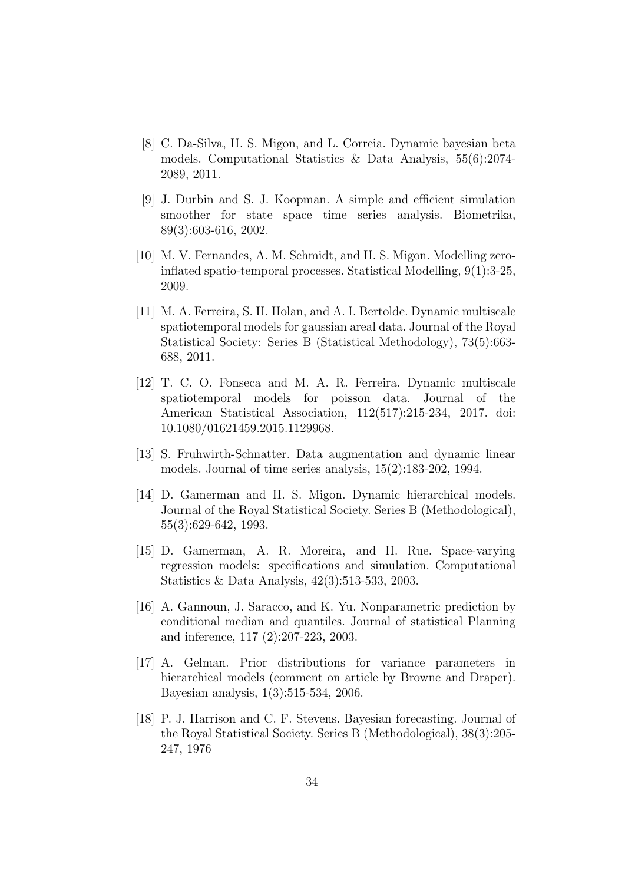[8] C. Da-Silva, H. S. Migon, and L. Correia. Dynamic bayesian beta models. Computational Statistics & Data Analysis, 55(6):2074-2089, 2011.

[9] J. Durbin and S. J. Koopman. A simple and efficient simulation smoother for state space time series analysis. Biometrika, 89(3):603-616, 2002.

[10] M. V. Fernandes, A. M. Schmidt, and H. S. Migon. Modelling zero-inflated spatio-temporal processes. Statistical Modelling, 9(1):3-25, 2009.

[11] M. A. Ferreira, S. H. Holan, and A. I. Bertolde. Dynamic multiscale spatiotemporal models for gaussian areal data. Journal of the Royal Statistical Society: Series B (Statistical Methodology), 73(5):663-688, 2011.

[12] T. C. O. Fonseca and M. A. R. Ferreira. Dynamic multiscale spatiotemporal models for poisson data. Journal of the American Statistical Association, 112(517):215-234, 2017. doi: 10.1080/01621459.2015.1129968.

[13] S. Fruhwirth-Schnatter. Data augmentation and dynamic linear models. Journal of time series analysis, 15(2):183-202, 1994.

[14] D. Gamerman and H. S. Migon. Dynamic hierarchical models. Journal of the Royal Statistical Society. Series B (Methodological), 55(3):629-642, 1993.

[15] D. Gamerman, A. R. Moreira, and H. Rue. Space-varying regression models: specifications and simulation. Computational Statistics & Data Analysis, 42(3):513-533, 2003.

[16] A. Gannoun, J. Saracco, and K. Yu. Nonparametric prediction by conditional median and quantiles. Journal of statistical Planning and inference, 117 (2):207-223, 2003.

[17] A. Gelman. Prior distributions for variance parameters in hierarchical models (comment on article by Browne and Draper). Bayesian analysis, 1(3):515-534, 2006.

[18] P. J. Harrison and C. F. Stevens. Bayesian forecasting. Journal of the Royal Statistical Society. Series B (Methodological), 38(3):205-247, 1976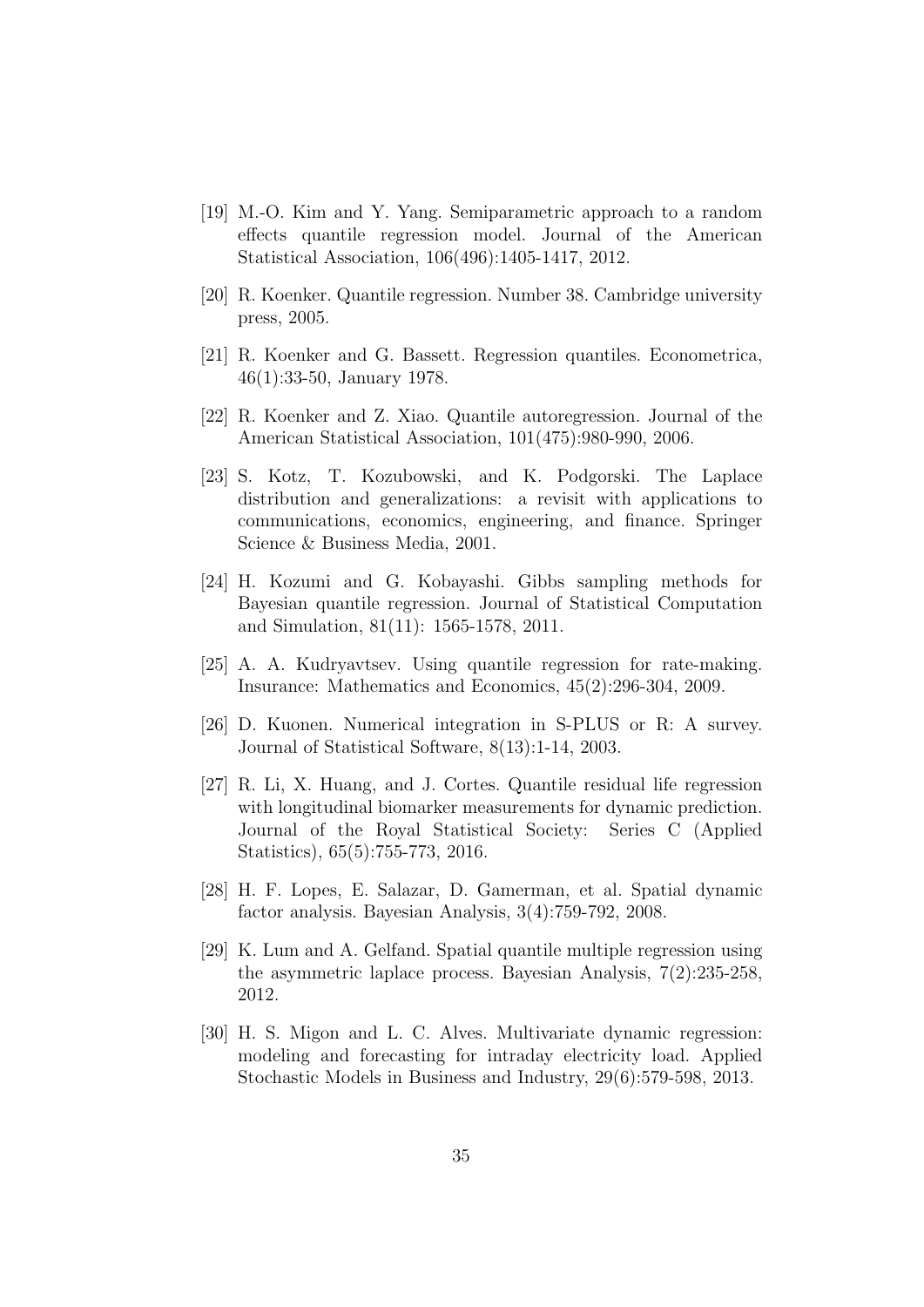[19] M.-O. Kim and Y. Yang. Semiparametric approach to a random effects quantile regression model. Journal of the American Statistical Association, 106(496):1405-1417, 2012.

[20] R. Koenker. Quantile regression. Number 38. Cambridge university press, 2005.

[21] R. Koenker and G. Bassett. Regression quantiles. Econometrica, 46(1):33-50, January 1978.

[22] R. Koenker and Z. Xiao. Quantile autoregression. Journal of the American Statistical Association, 101(475):980-990, 2006.

[23] S. Kotz, T. Kozubowski, and K. Podgorski. The Laplace distribution and generalizations: a revisit with applications to communications, economics, engineering, and finance. Springer Science & Business Media, 2001.

[24] H. Kozumi and G. Kobayashi. Gibbs sampling methods for Bayesian quantile regression. Journal of Statistical Computation and Simulation, 81(11): 1565-1578, 2011.

[25] A. A. Kudryavtsev. Using quantile regression for rate-making. Insurance: Mathematics and Economics, 45(2):296-304, 2009.

[26] D. Kuonen. Numerical integration in S-PLUS or R: A survey. Journal of Statistical Software, 8(13):1-14, 2003.

[27] R. Li, X. Huang, and J. Cortes. Quantile residual life regression with longitudinal biomarker measurements for dynamic prediction. Journal of the Royal Statistical Society: Series C (Applied Statistics), 65(5):755-773, 2016.

[28] H. F. Lopes, E. Salazar, D. Gamerman, et al. Spatial dynamic factor analysis. Bayesian Analysis, 3(4):759-792, 2008.

[29] K. Lum and A. Gelfand. Spatial quantile multiple regression using the asymmetric laplace process. Bayesian Analysis, 7(2):235-258, 2012.

[30] H. S. Migon and L. C. Alves. Multivariate dynamic regression: modeling and forecasting for intraday electricity load. Applied Stochastic Models in Business and Industry, 29(6):579-598, 2013.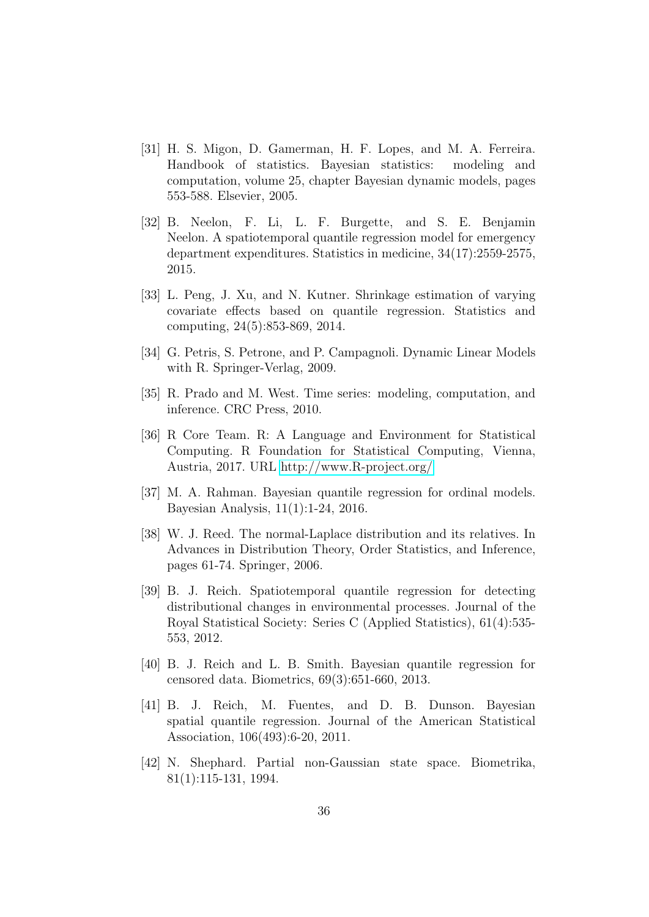[31] H. S. Migon, D. Gamerman, H. F. Lopes, and M. A. Ferreira. Handbook of statistics. Bayesian statistics: modeling and computation, volume 25, chapter Bayesian dynamic models, pages 553-588. Elsevier, 2005.

[32] B. Neelon, F. Li, L. F. Burgette, and S. E. Benjamin Neelon. A spatiotemporal quantile regression model for emergency department expenditures. Statistics in medicine, 34(17):2559-2575, 2015.

[33] L. Peng, J. Xu, and N. Kutner. Shrinkage estimation of varying covariate effects based on quantile regression. Statistics and computing, 24(5):853-869, 2014.

[34] G. Petris, S. Petrone, and P. Campagnoli. Dynamic Linear Models with R. Springer-Verlag, 2009.

[35] R. Prado and M. West. Time series: modeling, computation, and inference. CRC Press, 2010.

[36] R Core Team. R: A Language and Environment for Statistical Computing. R Foundation for Statistical Computing, Vienna, Austria, 2017. URL http://www.R-project.org/

[37] M. A. Rahman. Bayesian quantile regression for ordinal models. Bayesian Analysis, 11(1):1-24, 2016.

[38] W. J. Reed. The normal-Laplace distribution and its relatives. In Advances in Distribution Theory, Order Statistics, and Inference, pages 61-74. Springer, 2006.

[39] B. J. Reich. Spatiotemporal quantile regression for detecting distributional changes in environmental processes. Journal of the Royal Statistical Society: Series C (Applied Statistics), 61(4):535-553, 2012.

[40] B. J. Reich and L. B. Smith. Bayesian quantile regression for censored data. Biometrics, 69(3):651-660, 2013.

[41] B. J. Reich, M. Fuentes, and D. B. Dunson. Bayesian spatial quantile regression. Journal of the American Statistical Association, 106(493):6-20, 2011.

[42] N. Shephard. Partial non-Gaussian state space. Biometrika, 81(1):115-131, 1994.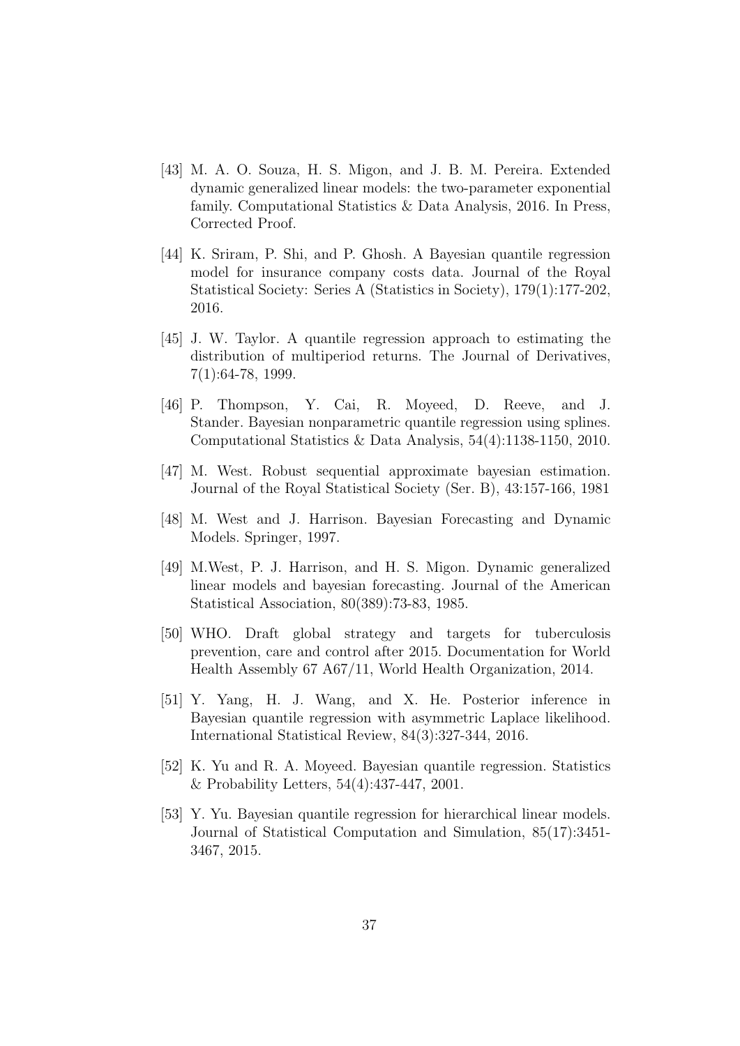[43] M. A. O. Souza, H. S. Migon, and J. B. M. Pereira. Extended dynamic generalized linear models: the two-parameter exponential family. Computational Statistics & Data Analysis, 2016. In Press, Corrected Proof.

[44] K. Sriram, P. Shi, and P. Ghosh. A Bayesian quantile regression model for insurance company costs data. Journal of the Royal Statistical Society: Series A (Statistics in Society), 179(1):177-202, 2016.

[45] J. W. Taylor. A quantile regression approach to estimating the distribution of multiperiod returns. The Journal of Derivatives, 7(1):64-78, 1999.

[46] P. Thompson, Y. Cai, R. Moyeed, D. Reeve, and J. Stander. Bayesian nonparametric quantile regression using splines. Computational Statistics & Data Analysis, 54(4):1138-1150, 2010.

[47] M. West. Robust sequential approximate bayesian estimation. Journal of the Royal Statistical Society (Ser. B), 43:157-166, 1981

[48] M. West and J. Harrison. Bayesian Forecasting and Dynamic Models. Springer, 1997.

[49] M.West, P. J. Harrison, and H. S. Migon. Dynamic generalized linear models and bayesian forecasting. Journal of the American Statistical Association, 80(389):73-83, 1985.

[50] WHO. Draft global strategy and targets for tuberculosis prevention, care and control after 2015. Documentation for World Health Assembly 67 A67/11, World Health Organization, 2014.

[51] Y. Yang, H. J. Wang, and X. He. Posterior inference in Bayesian quantile regression with asymmetric Laplace likelihood. International Statistical Review, 84(3):327-344, 2016.

[52] K. Yu and R. A. Moyeed. Bayesian quantile regression. Statistics & Probability Letters, 54(4):437-447, 2001.

[53] Y. Yu. Bayesian quantile regression for hierarchical linear models. Journal of Statistical Computation and Simulation, 85(17):3451-3467, 2015.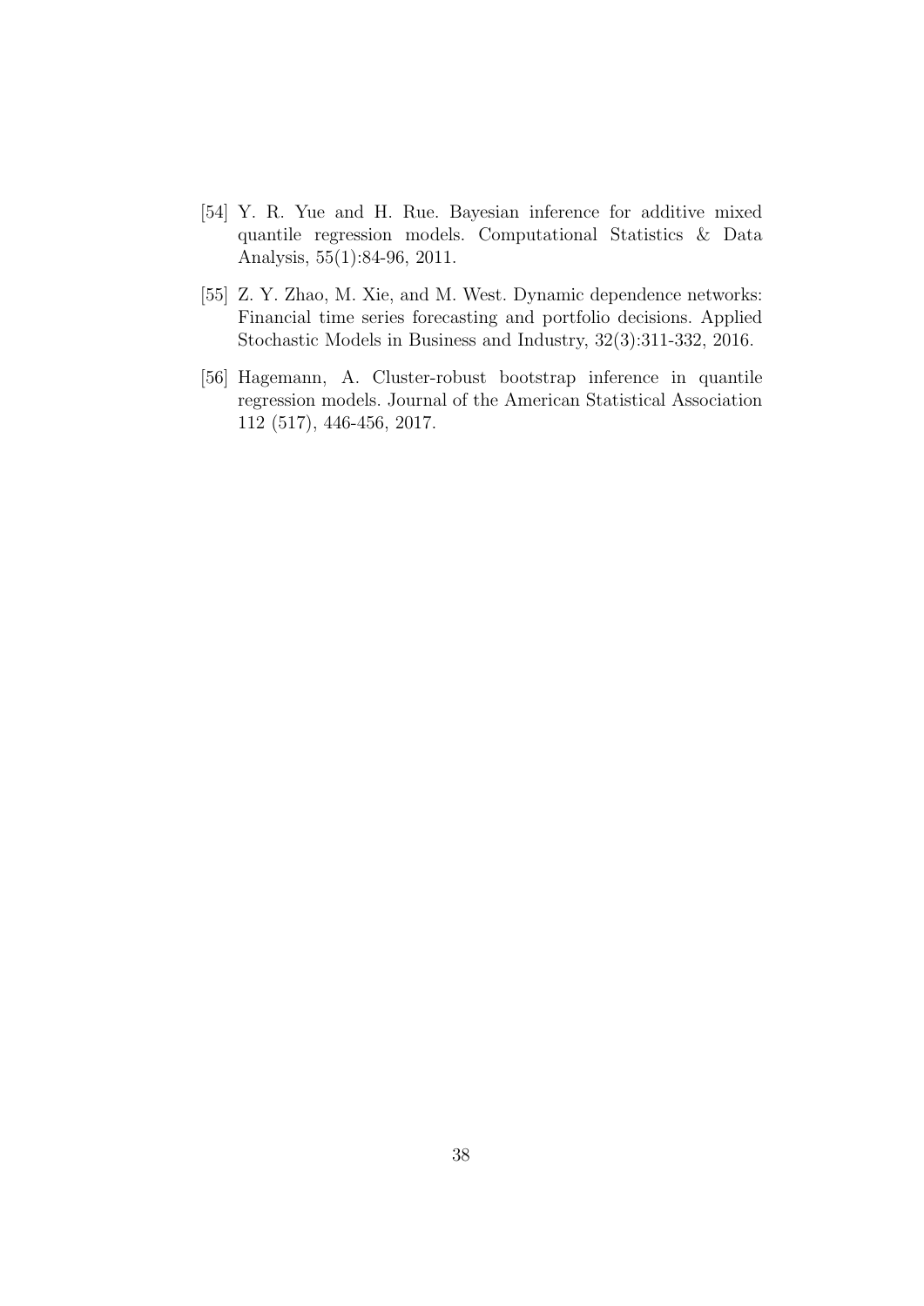[54] Y. R. Yue and H. Rue. Bayesian inference for additive mixed quantile regression models. Computational Statistics & Data Analysis, 55(1):84-96, 2011.

[55] Z. Y. Zhao, M. Xie, and M. West. Dynamic dependence networks: Financial time series forecasting and portfolio decisions. Applied Stochastic Models in Business and Industry, 32(3):311-332, 2016.

[56] Hagemann, A. Cluster-robust bootstrap inference in quantile regression models. Journal of the American Statistical Association 112 (517), 446-456, 2017.